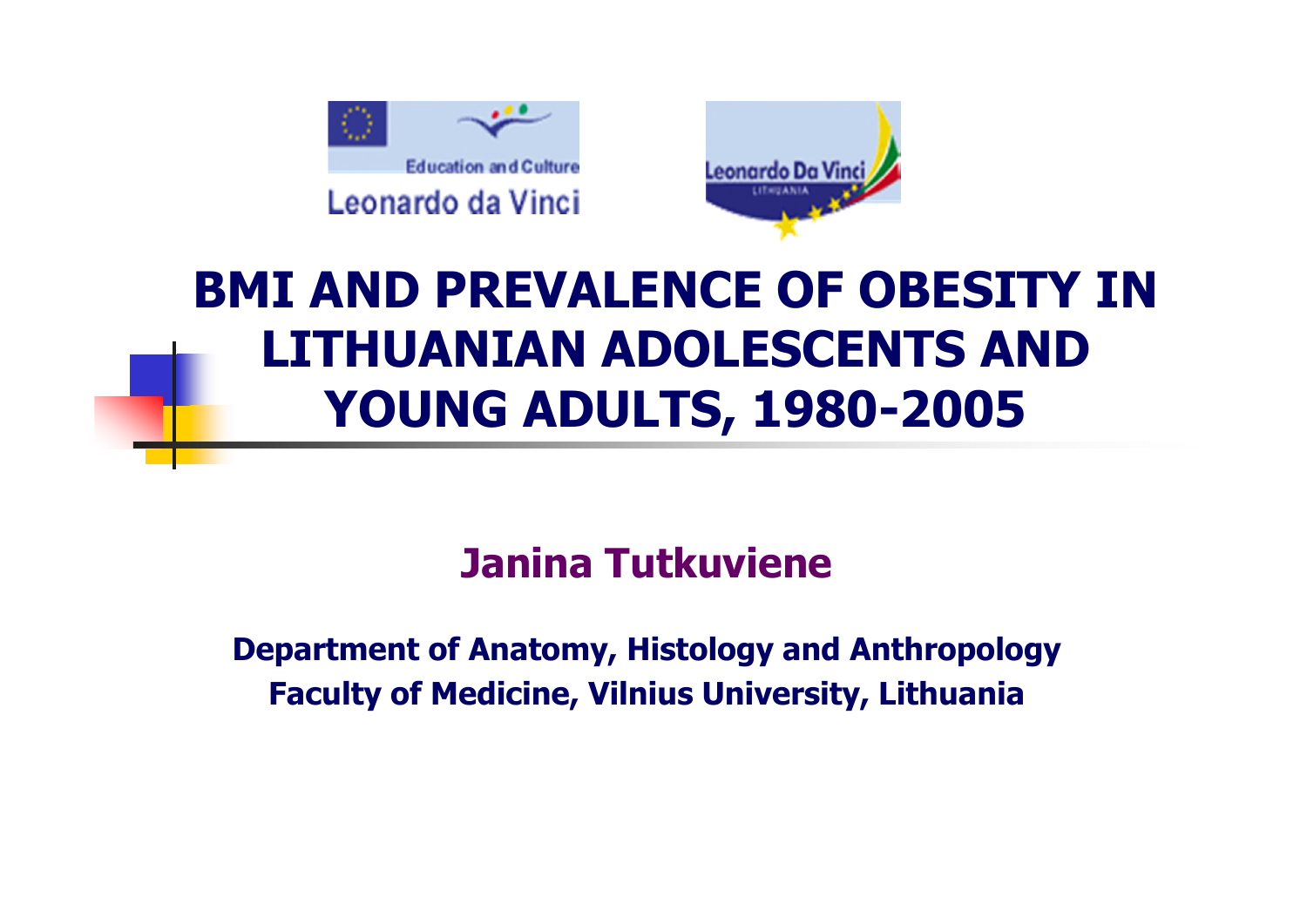Education and Culture

Leonardo da Vinci

Leonardo Da Vinci

LITHUANIA

# BMI AND PREVALENCE OF OBESITY IN LITHUANIAN ADOLESCENTS AND YOUNG ADULTS, 1980-2005

**Janina Tutkuviene**

**Department of Anatomy, Histology and Anthropology**
**Faculty of Medicine, Vilnius University, Lithuania**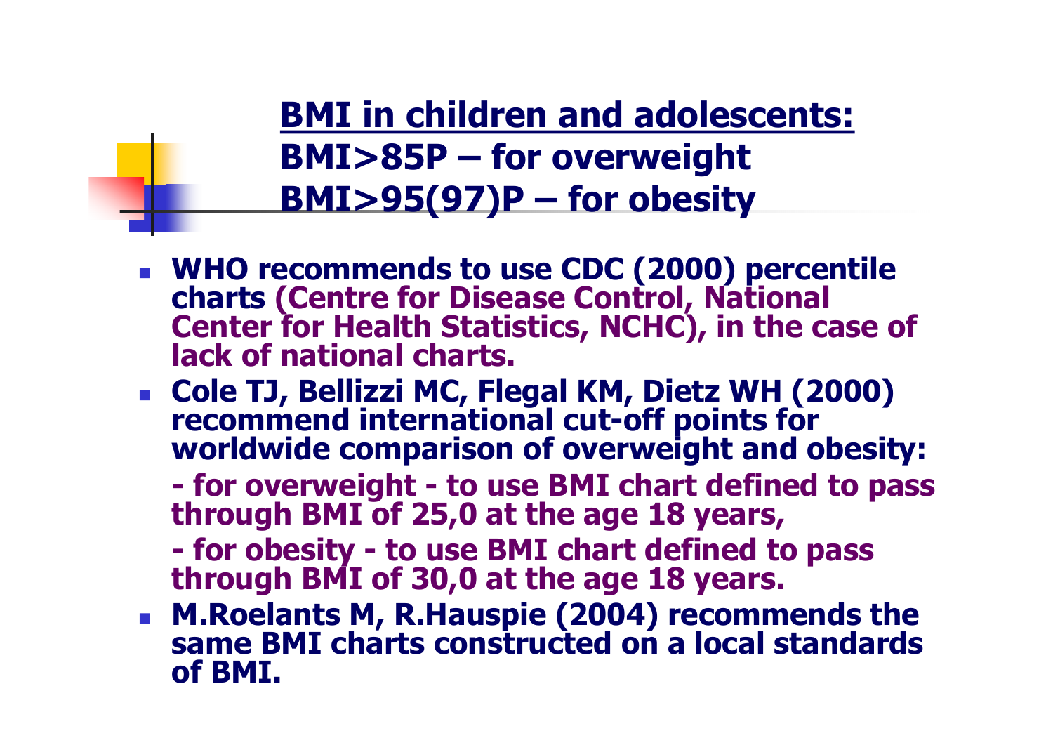## BMI in children and adolescents:

**BMI>85P – for overweight**

**BMI>95(97)P – for obesity**

- **WHO recommends to use CDC (2000) percentile charts (Centre for Disease Control, National Center for Health Statistics, NCHC), in the case of lack of national charts.**
- **Cole TJ, Bellizzi MC, Flegal KM, Dietz WH (2000) recommend international cut-off points for worldwide comparison of overweight and obesity:**

  **- for overweight - to use BMI chart defined to pass through BMI of 25,0 at the age 18 years,**

  **- for obesity - to use BMI chart defined to pass through BMI of 30,0 at the age 18 years.**
- **M.Roelants M, R.Hauspie (2004) recommends the same BMI charts constructed on a local standards of BMI.**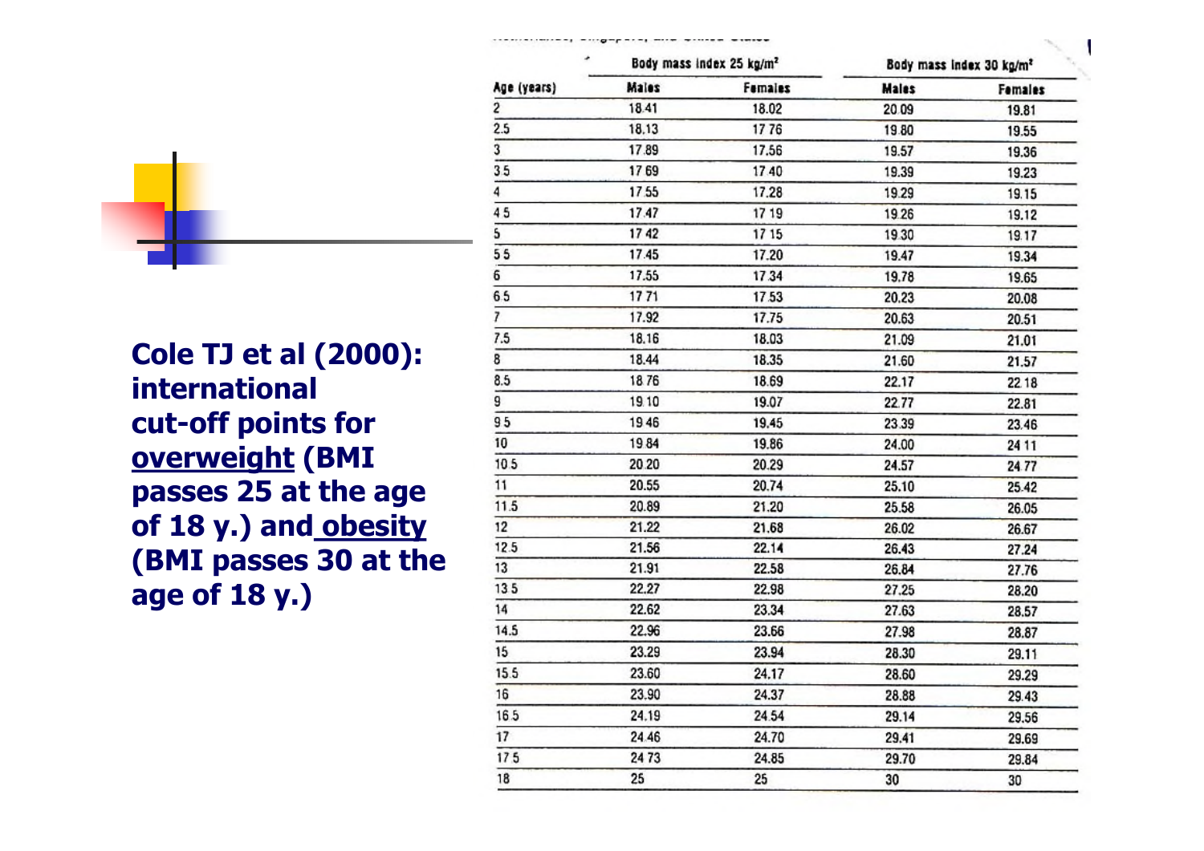**Cole TJ et al (2000): international cut-off points for <u>overweight</u> (BMI passes 25 at the age of 18 y.) and <u>obesity</u> (BMI passes 30 at the age of 18 y.)**

| | Body mass index 25 kg/m² | | Body mass index 30 kg/m² | |
|---|---|---|---|---|
| Age (years) | Males | Females | Males | Females |
| 2 | 18.41 | 18.02 | 20.09 | 19.81 |
| 2.5 | 18.13 | 17.76 | 19.80 | 19.55 |
| 3 | 17.89 | 17.56 | 19.57 | 19.36 |
| 3.5 | 17.69 | 17.40 | 19.39 | 19.23 |
| 4 | 17.55 | 17.28 | 19.29 | 19.15 |
| 4.5 | 17.47 | 17.19 | 19.26 | 19.12 |
| 5 | 17.42 | 17.15 | 19.30 | 19.17 |
| 5.5 | 17.45 | 17.20 | 19.47 | 19.34 |
| 6 | 17.55 | 17.34 | 19.78 | 19.65 |
| 6.5 | 17.71 | 17.53 | 20.23 | 20.08 |
| 7 | 17.92 | 17.75 | 20.63 | 20.51 |
| 7.5 | 18.16 | 18.03 | 21.09 | 21.01 |
| 8 | 18.44 | 18.35 | 21.60 | 21.57 |
| 8.5 | 18.76 | 18.69 | 22.17 | 22.18 |
| 9 | 19.10 | 19.07 | 22.77 | 22.81 |
| 9.5 | 19.46 | 19.45 | 23.39 | 23.46 |
| 10 | 19.84 | 19.86 | 24.00 | 24.11 |
| 10.5 | 20.20 | 20.29 | 24.57 | 24.77 |
| 11 | 20.55 | 20.74 | 25.10 | 25.42 |
| 11.5 | 20.89 | 21.20 | 25.58 | 26.05 |
| 12 | 21.22 | 21.68 | 26.02 | 26.67 |
| 12.5 | 21.56 | 22.14 | 26.43 | 27.24 |
| 13 | 21.91 | 22.58 | 26.84 | 27.76 |
| 13.5 | 22.27 | 22.98 | 27.25 | 28.20 |
| 14 | 22.62 | 23.34 | 27.63 | 28.57 |
| 14.5 | 22.96 | 23.66 | 27.98 | 28.87 |
| 15 | 23.29 | 23.94 | 28.30 | 29.11 |
| 15.5 | 23.60 | 24.17 | 28.60 | 29.29 |
| 16 | 23.90 | 24.37 | 28.88 | 29.43 |
| 16.5 | 24.19 | 24.54 | 29.14 | 29.56 |
| 17 | 24.46 | 24.70 | 29.41 | 29.69 |
| 17.5 | 24.73 | 24.85 | 29.70 | 29.84 |
| 18 | 25 | 25 | 30 | 30 |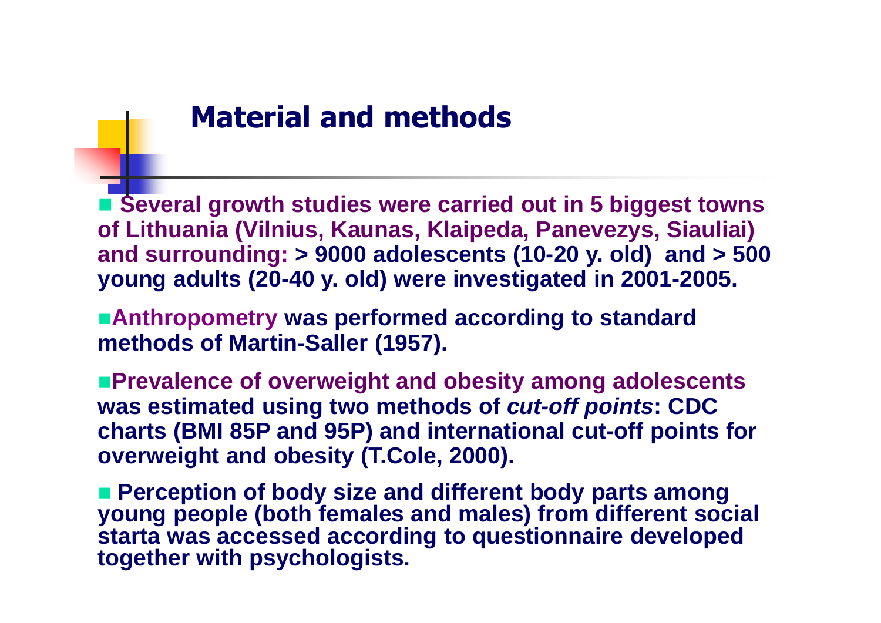## Material and methods

- Several growth studies were carried out in 5 biggest towns of Lithuania (Vilnius, Kaunas, Klaipeda, Panevezys, Siauliai) and surrounding: > 9000 adolescents (10-20 y. old) and > 500 young adults (20-40 y. old) were investigated in 2001-2005.
- Anthropometry was performed according to standard methods of Martin-Saller (1957).
- Prevalence of overweight and obesity among adolescents was estimated using two methods of *cut-off points*: CDC charts (BMI 85P and 95P) and international cut-off points for overweight and obesity (T.Cole, 2000).
- Perception of body size and different body parts among young people (both females and males) from different social starta was accessed according to questionnaire developed together with psychologists.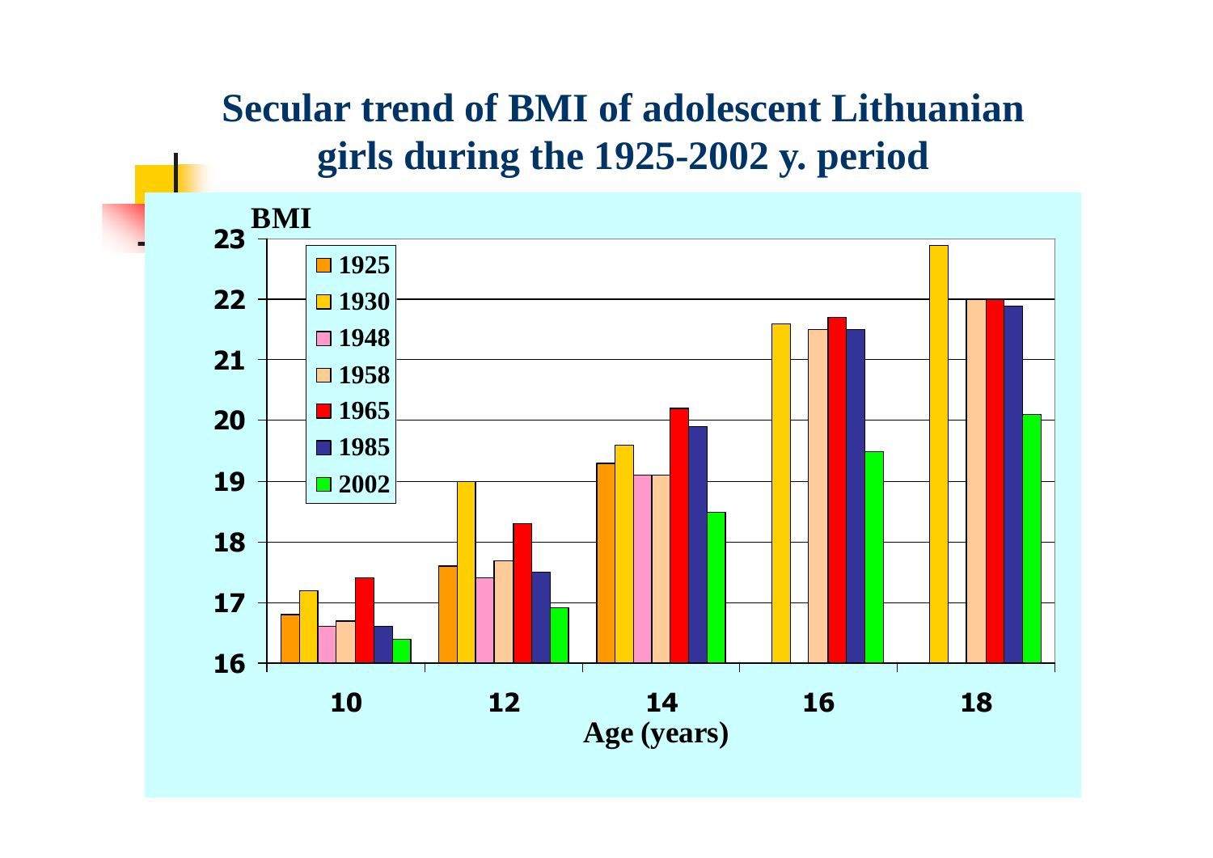# Secular trend of BMI of adolescent Lithuanian girls during the 1925-2002 y. period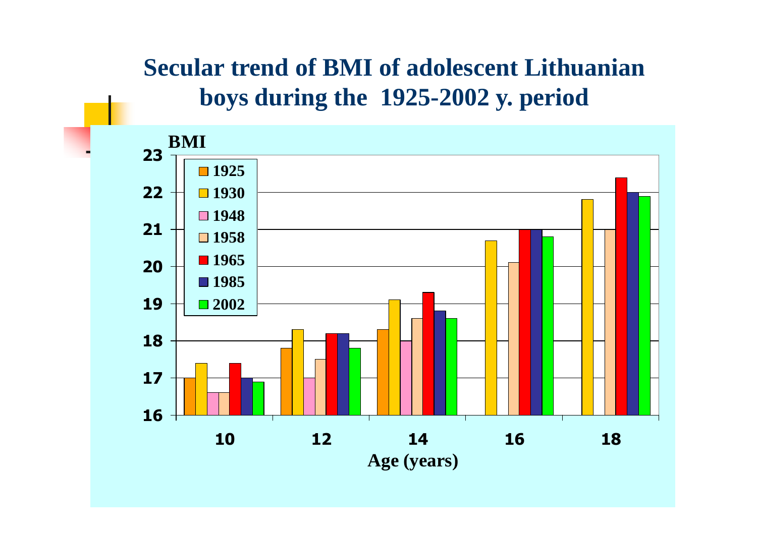# Secular trend of BMI of adolescent Lithuanian boys during the 1925-2002 y. period

| Age (years) | 1925 | 1930 | 1948 | 1958 | 1965 | 1985 | 2002 |
|---|---|---|---|---|---|---|---|
| 10 | 17 | 17.4 | 16.6 | 16.6 | 17.4 | 17 | 16.9 |
| 12 | 17.8 | 18.3 | 17 | 17.5 | 18.2 | 18.2 | 17.8 |
| 14 | 18.3 | 19.1 | 18 | 18.6 | 19.3 | 18.8 | 18.6 |
| 16 | | 20.7 | | 20.1 | 21 | 21 | 20.8 |
| 18 | | 21.8 | | 21 | 22.4 | 22 | 21.9 |

BMI

Age (years)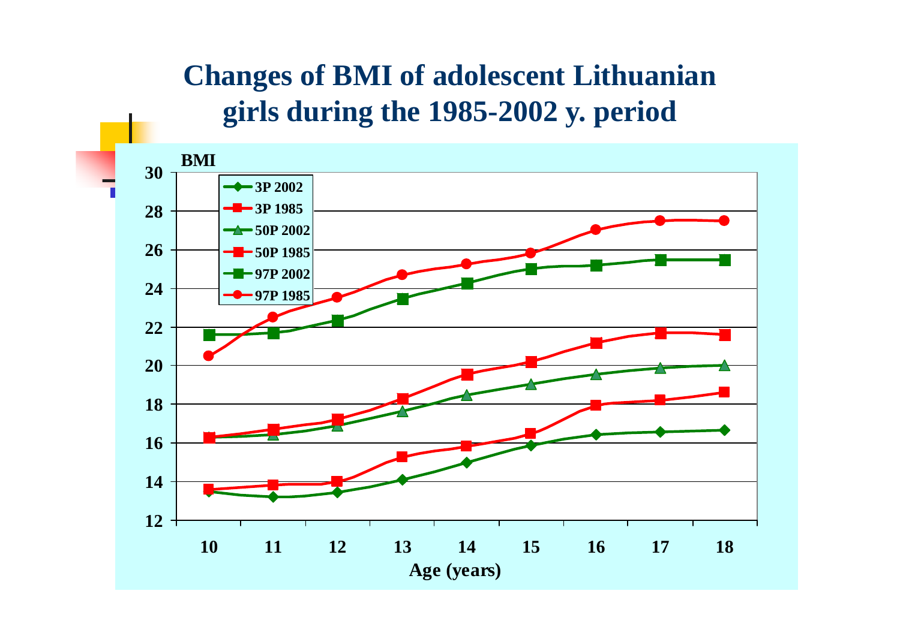# Changes of BMI of adolescent Lithuanian girls during the 1985-2002 y. period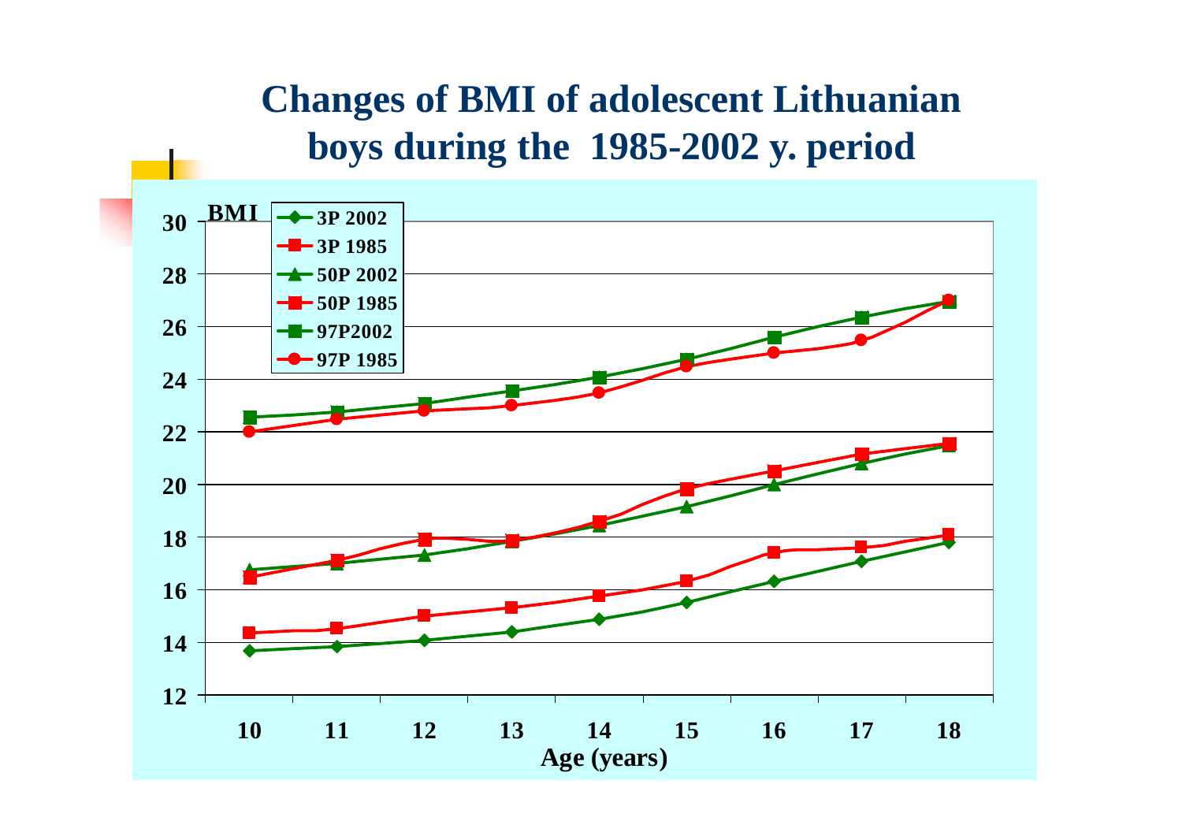# Changes of BMI of adolescent Lithuanian boys during the 1985-2002 y. period

BMI

- 3P 2002
- 3P 1985
- 50P 2002
- 50P 1985
- 97P2002
- 97P 1985

Age (years)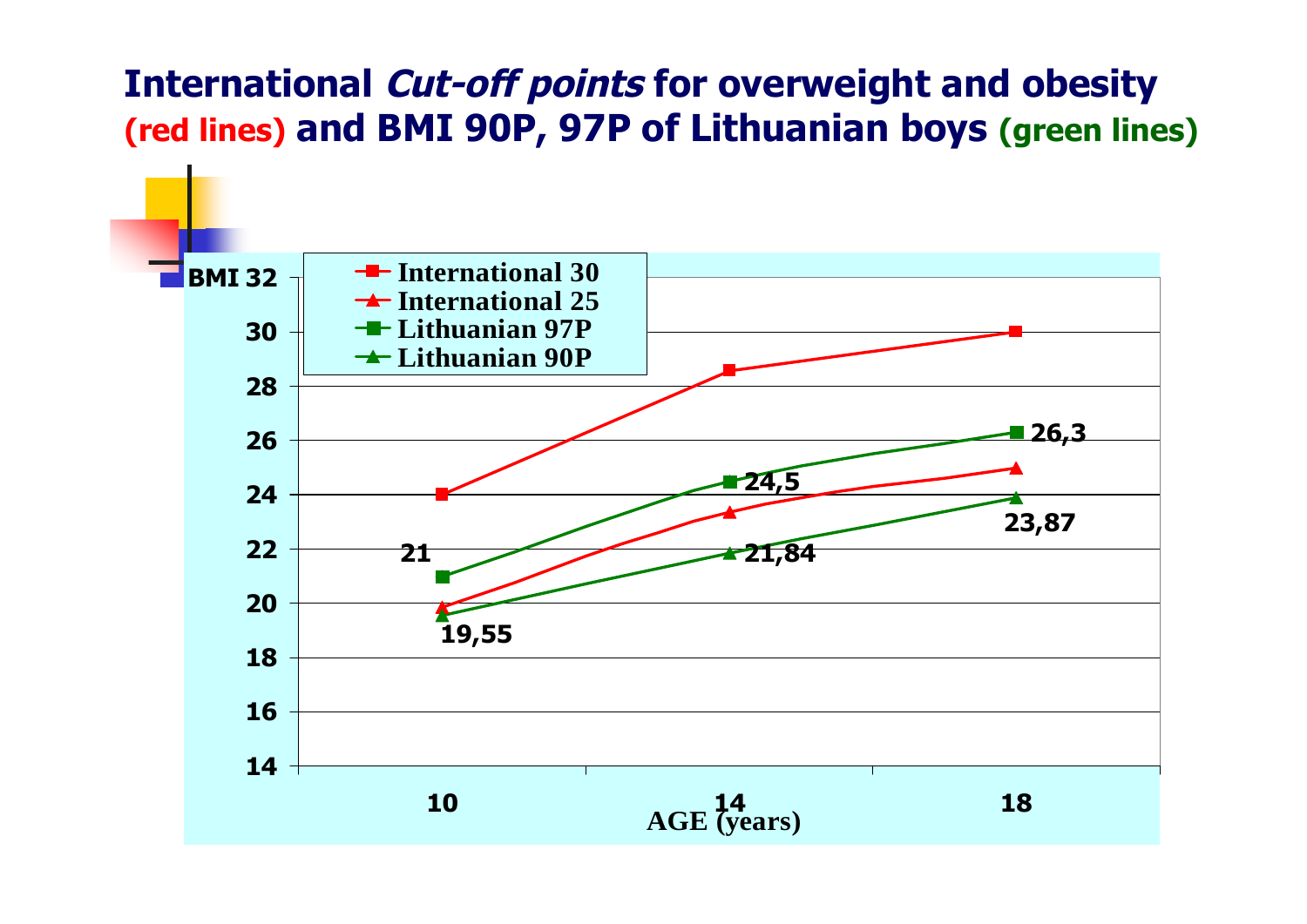# International *Cut-off points* for overweight and obesity (red lines) and BMI 90P, 97P of Lithuanian boys (green lines)

| AGE (years) | International 30 | International 25 | Lithuanian 97P | Lithuanian 90P |
|---|---|---|---|---|
| 10 | 24 | | 21 | 19,55 |
| 14 | | | 24,5 | 21,84 |
| 18 | 30 | 25 | 26,3 | 23,87 |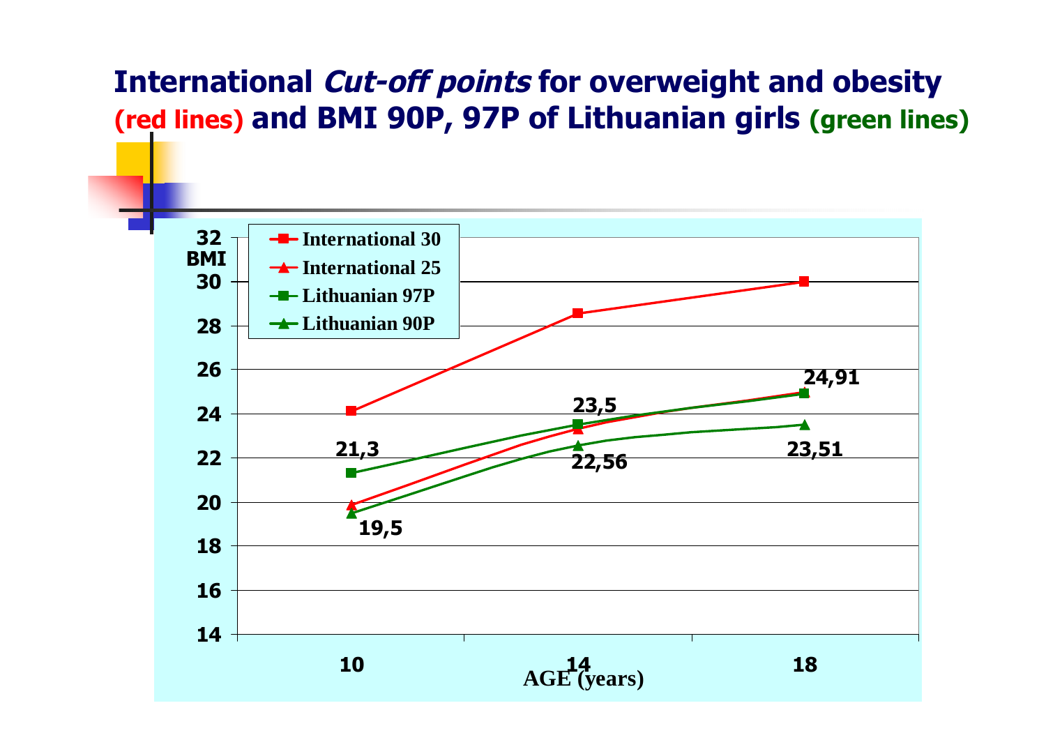# International *Cut-off points* for overweight and obesity (red lines) and BMI 90P, 97P of Lithuanian girls (green lines)

| AGE (years) | International 30 | International 25 | Lithuanian 97P | Lithuanian 90P |
|---|---|---|---|---|
| 10 | | | 21,3 | 19,5 |
| 14 | | | 23,5 | 22,56 |
| 18 | | | 24,91 | 23,51 |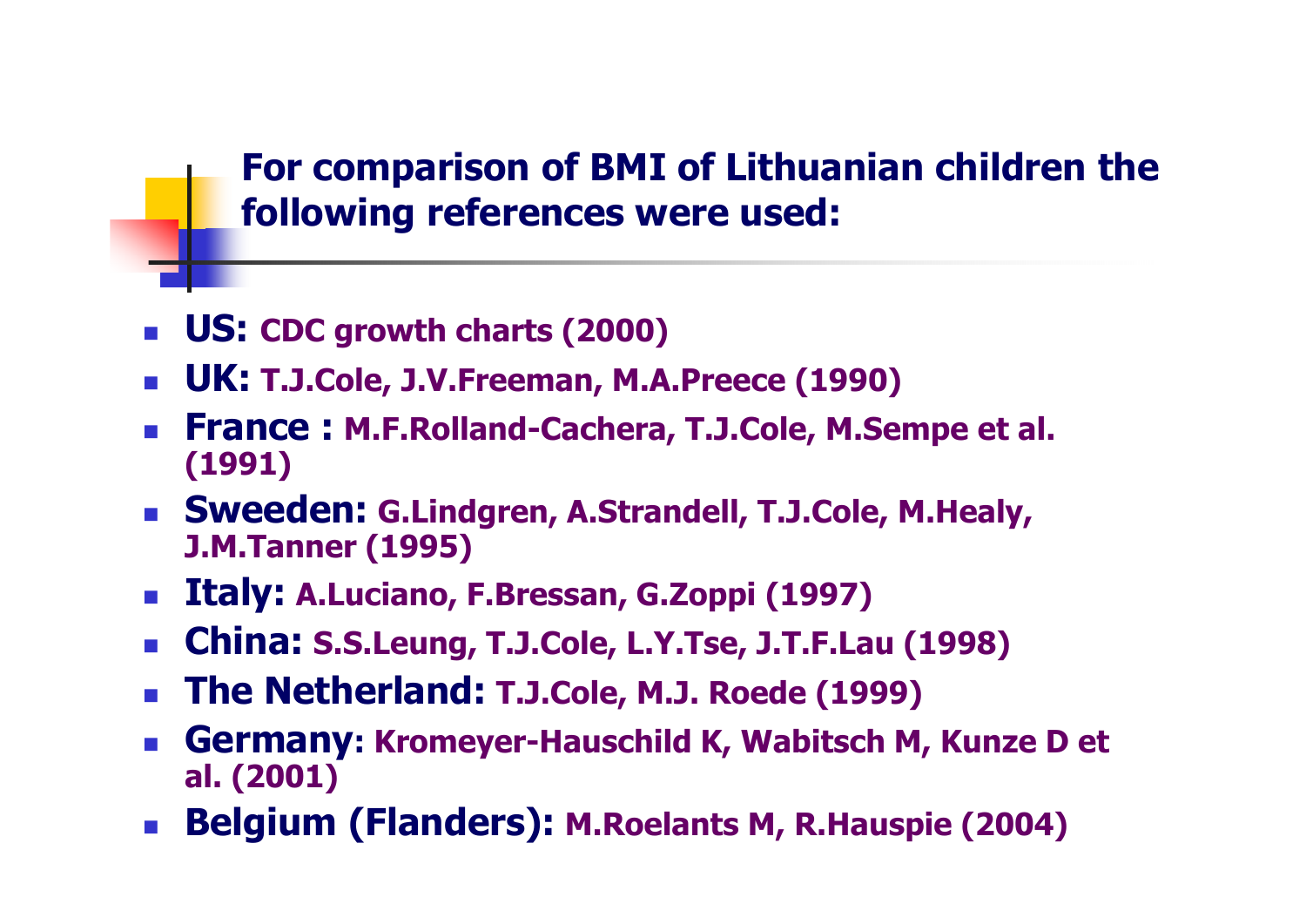## For comparison of BMI of Lithuanian children the following references were used:

- **US:** CDC growth charts (2000)
- **UK:** T.J.Cole, J.V.Freeman, M.A.Preece (1990)
- **France :** M.F.Rolland-Cachera, T.J.Cole, M.Sempe et al. (1991)
- **Sweeden:** G.Lindgren, A.Strandell, T.J.Cole, M.Healy, J.M.Tanner (1995)
- **Italy:** A.Luciano, F.Bressan, G.Zoppi (1997)
- **China:** S.S.Leung, T.J.Cole, L.Y.Tse, J.T.F.Lau (1998)
- **The Netherland:** T.J.Cole, M.J. Roede (1999)
- **Germany**: Kromeyer-Hauschild K, Wabitsch M, Kunze D et al. (2001)
- **Belgium (Flanders):** M.Roelants M, R.Hauspie (2004)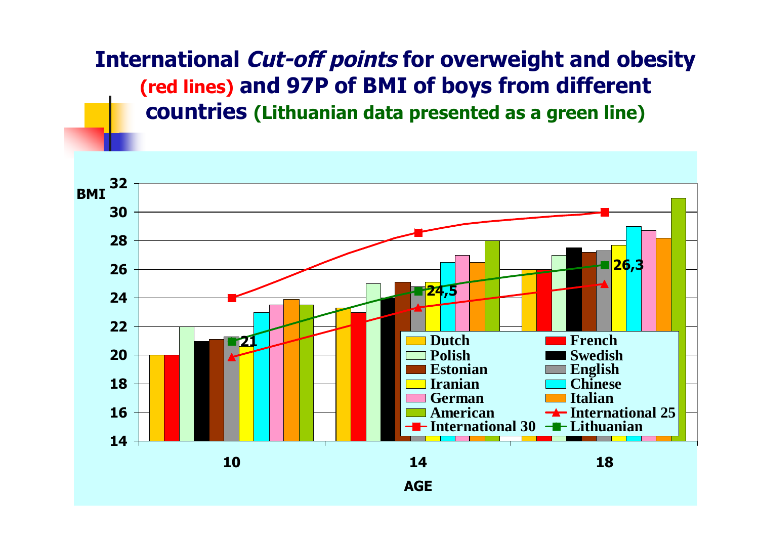# International *Cut-off points* for overweight and obesity (red lines) and 97P of BMI of boys from different countries (Lithuanian data presented as a green line)

BMI

32
30
28
26
24
22
20
18
16
14

21
24,5
26,3

10
14
18

AGE

- Dutch
- French
- Polish
- Swedish
- Estonian
- English
- Iranian
- Chinese
- German
- Italian
- American
- International 25
- International 30
- Lithuanian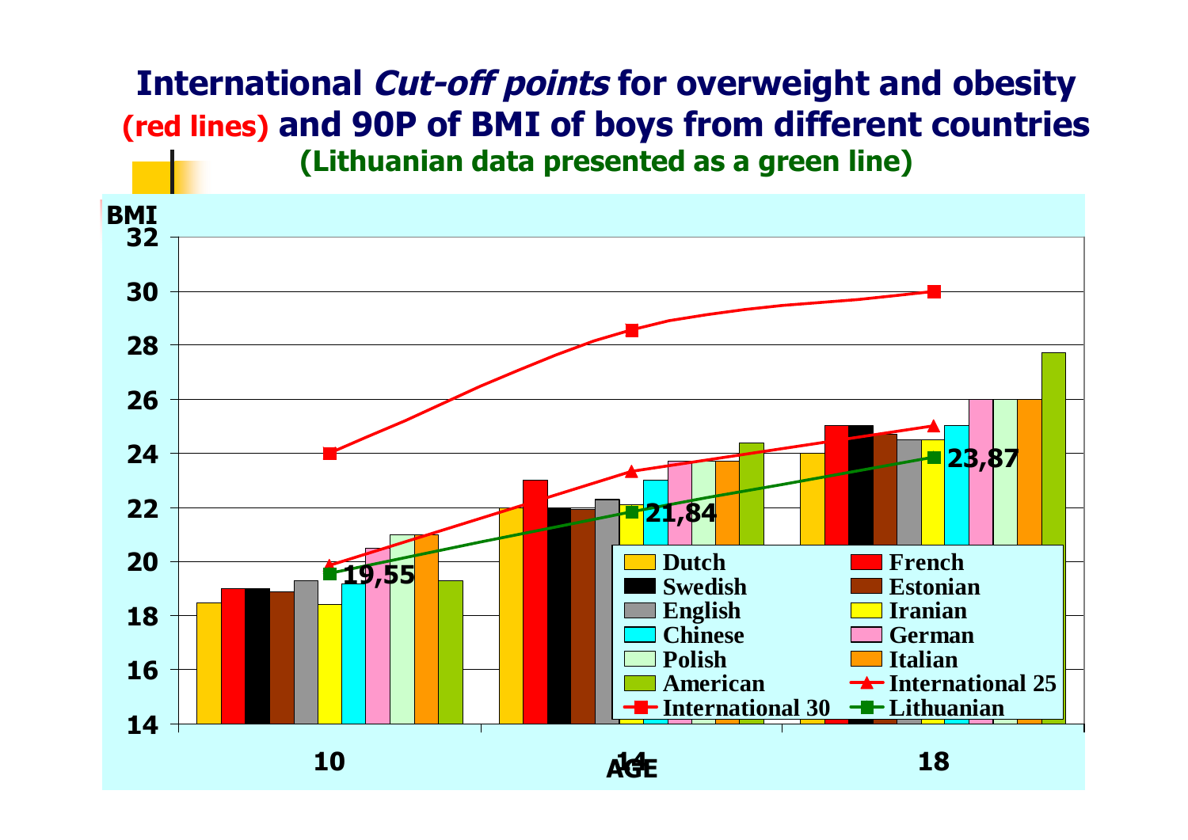# International *Cut-off points* for overweight and obesity (red lines) and 90P of BMI of boys from different countries

**(Lithuanian data presented as a green line)**

BMI

32
30
28
26
24
22
20
18
16
14

10 14 18

AGE

19,55
21,84
23,87

Dutch, French, Swedish, Estonian, English, Iranian, Chinese, German, Polish, Italian, American, International 25, International 30, Lithuanian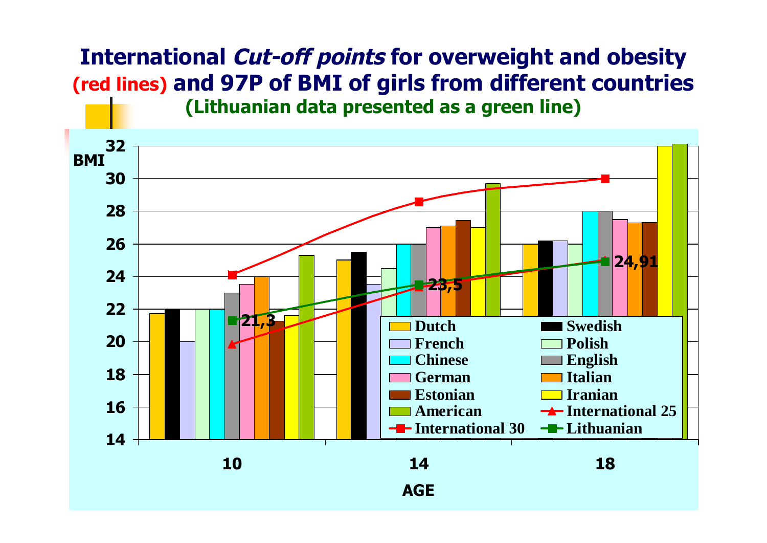# International *Cut-off points* for overweight and obesity (red lines) and 97P of BMI of girls from different countries

**(Lithuanian data presented as a green line)**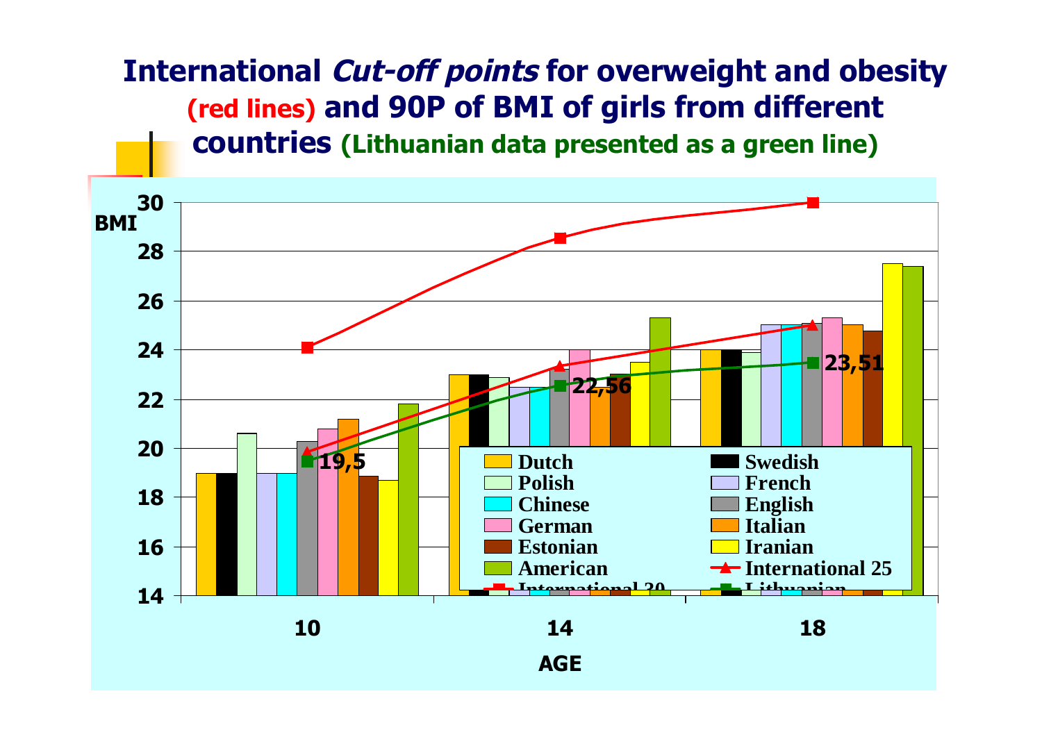# International *Cut-off points* for overweight and obesity (red lines) and 90P of BMI of girls from different countries (Lithuanian data presented as a green line)

BMI

30, 28, 26, 24, 22, 20, 18, 16, 14

19,5

22,56

23,51

Dutch, Swedish, Polish, French, Chinese, English, German, Italian, Estonian, Iranian, American, International 25, International 30, Lithuanian

10, 14, 18

AGE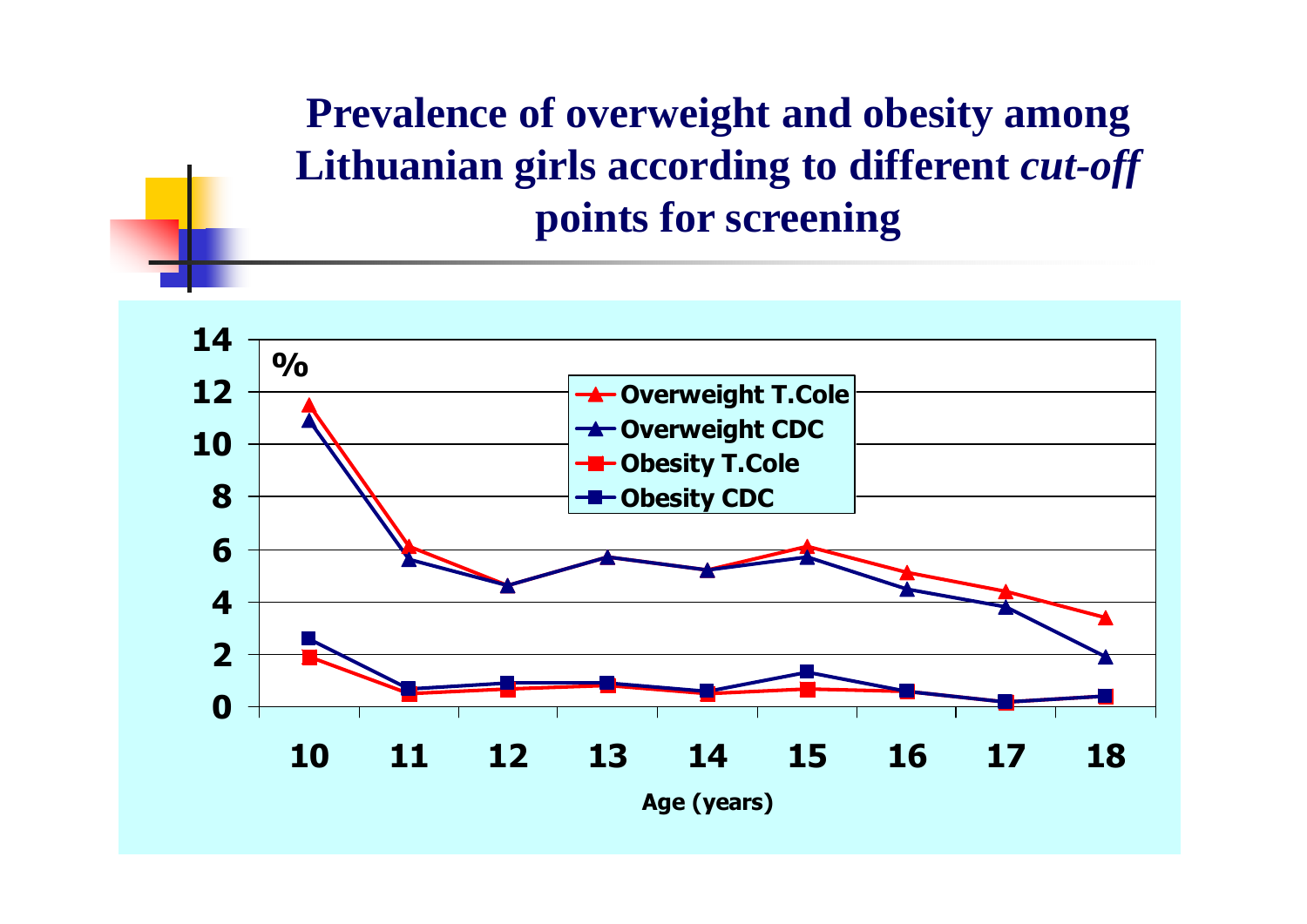# Prevalence of overweight and obesity among Lithuanian girls according to different *cut-off* points for screening

%

- Overweight T.Cole
- Overweight CDC
- Obesity T.Cole
- Obesity CDC

Age (years)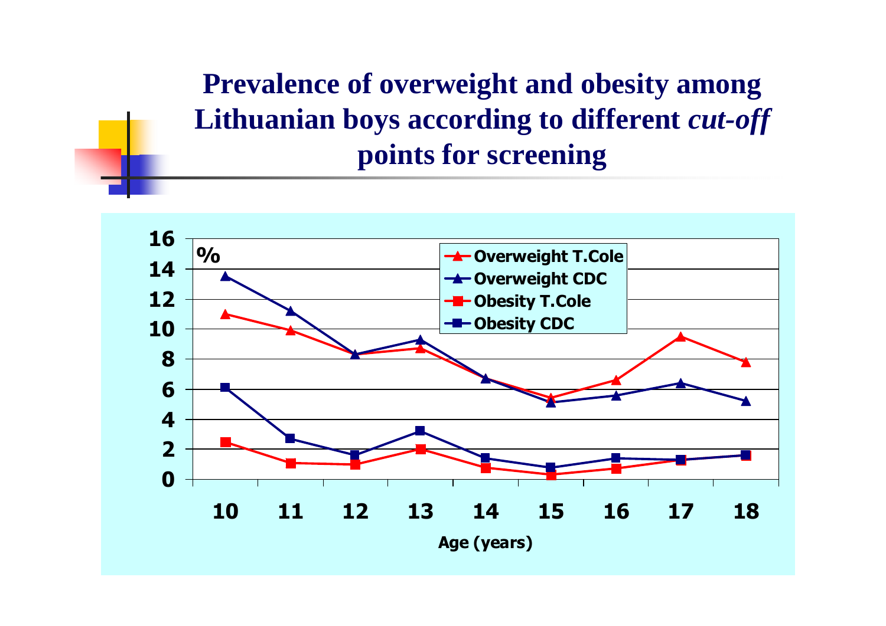# Prevalence of overweight and obesity among Lithuanian boys according to different *cut-off* points for screening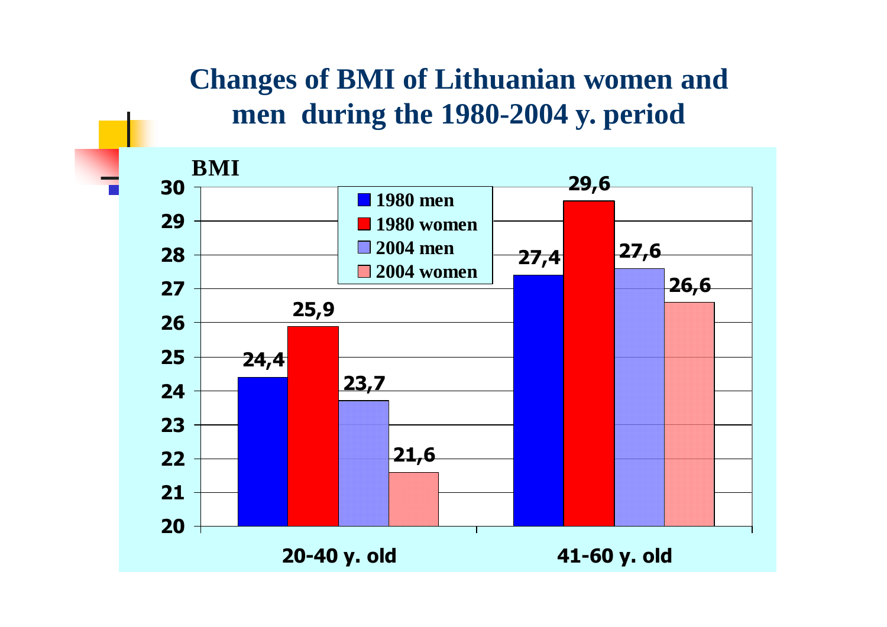# Changes of BMI of Lithuanian women and men during the 1980-2004 y. period

| BMI | 1980 men | 1980 women | 2004 men | 2004 women |
|---|---|---|---|---|
| 20-40 y. old | 24,4 | 25,9 | 23,7 | 21,6 |
| 41-60 y. old | 27,4 | 29,6 | 27,6 | 26,6 |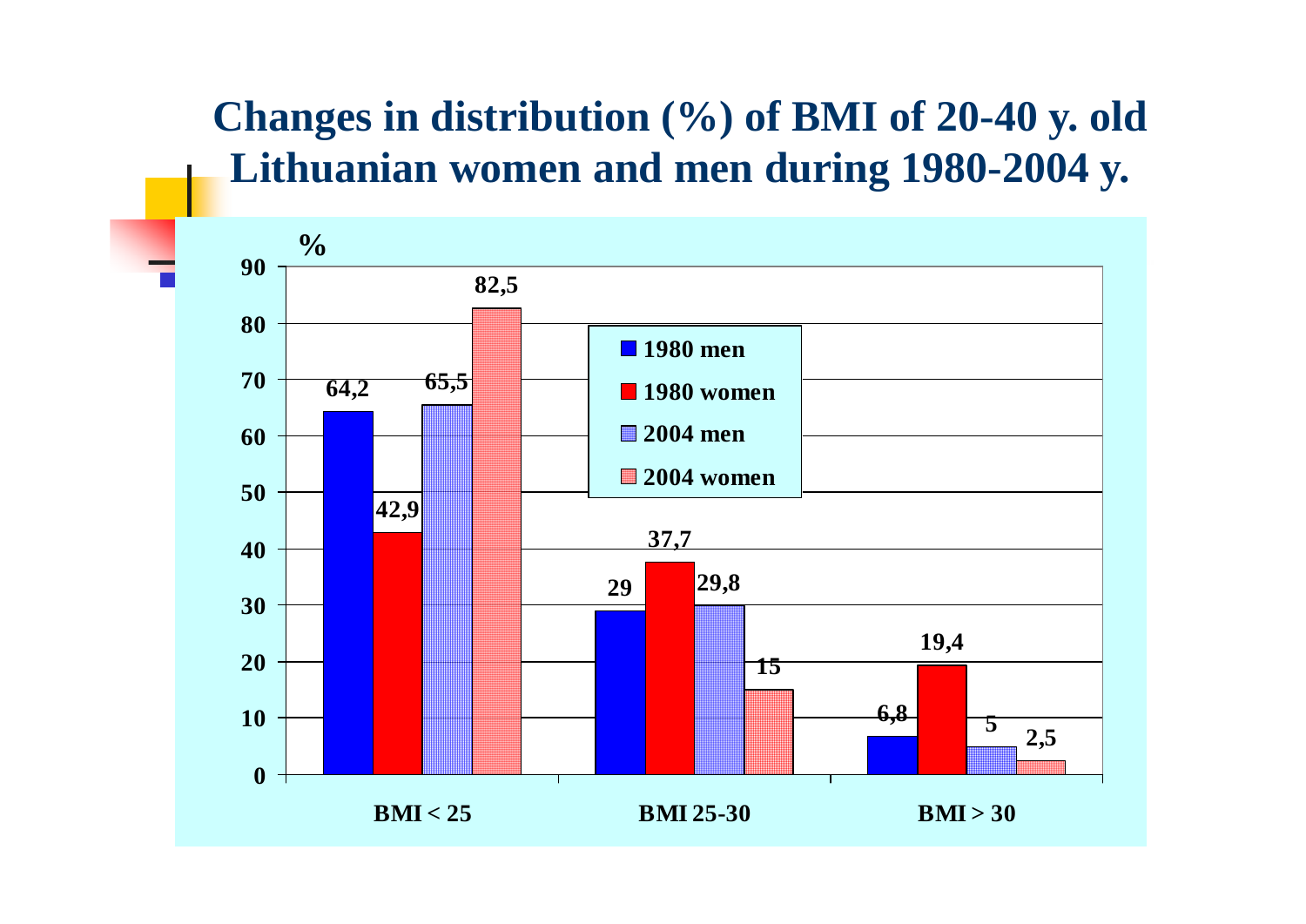# Changes in distribution (%) of BMI of 20-40 y. old Lithuanian women and men during 1980-2004 y.

| % | 1980 men | 1980 women | 2004 men | 2004 women |
|---|---|---|---|---|
| BMI < 25 | 64,2 | 42,9 | 65,5 | 82,5 |
| BMI 25-30 | 29 | 37,7 | 29,8 | 15 |
| BMI > 30 | 6,8 | 19,4 | 5 | 2,5 |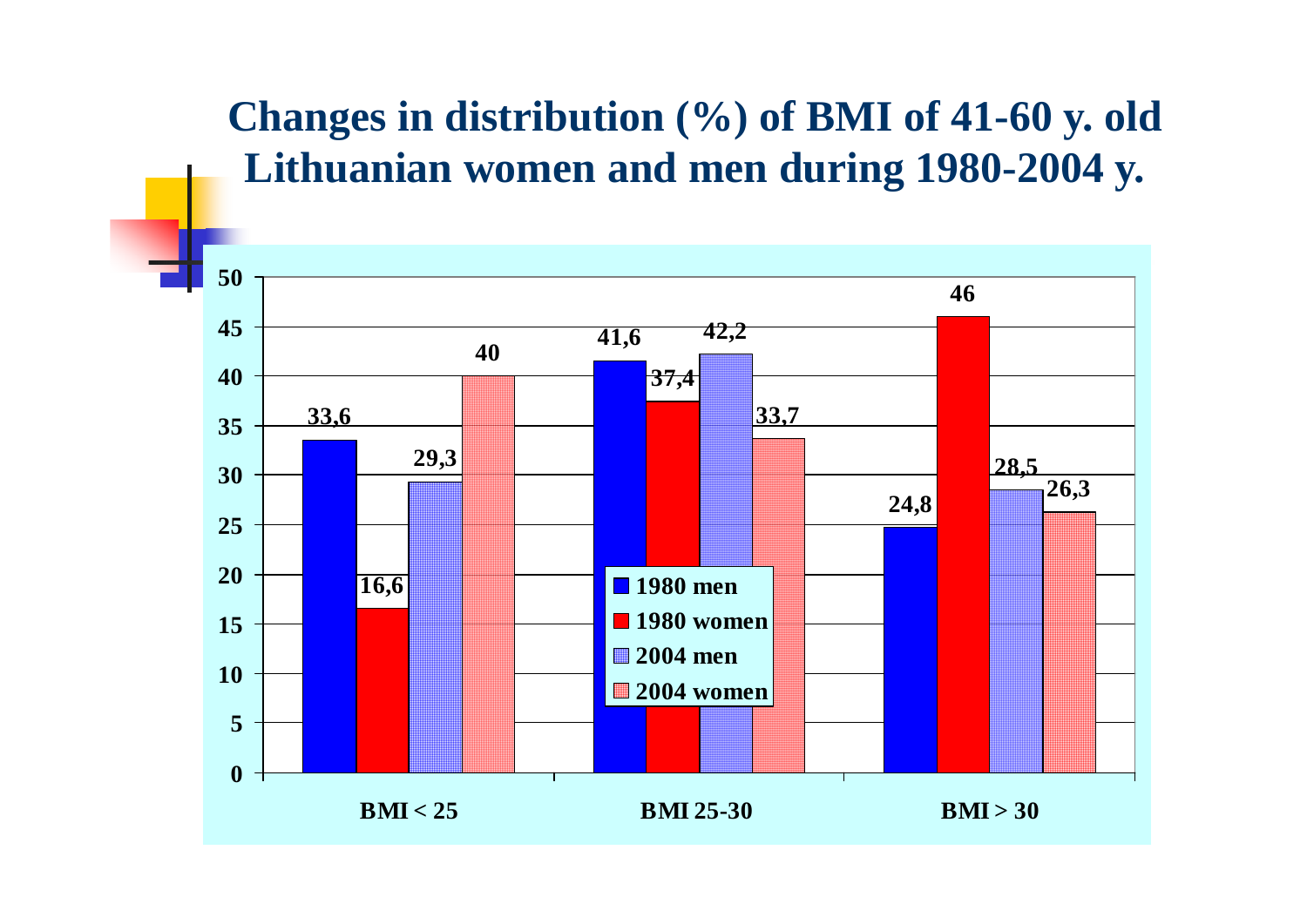# Changes in distribution (%) of BMI of 41-60 y. old Lithuanian women and men during 1980-2004 y.

| | 1980 men | 1980 women | 2004 men | 2004 women |
|---|---|---|---|---|
| BMI < 25 | 33,6 | 16,6 | 29,3 | 40 |
| BMI 25-30 | 41,6 | 37,4 | 42,2 | 33,7 |
| BMI > 30 | 24,8 | 46 | 28,5 | 26,3 |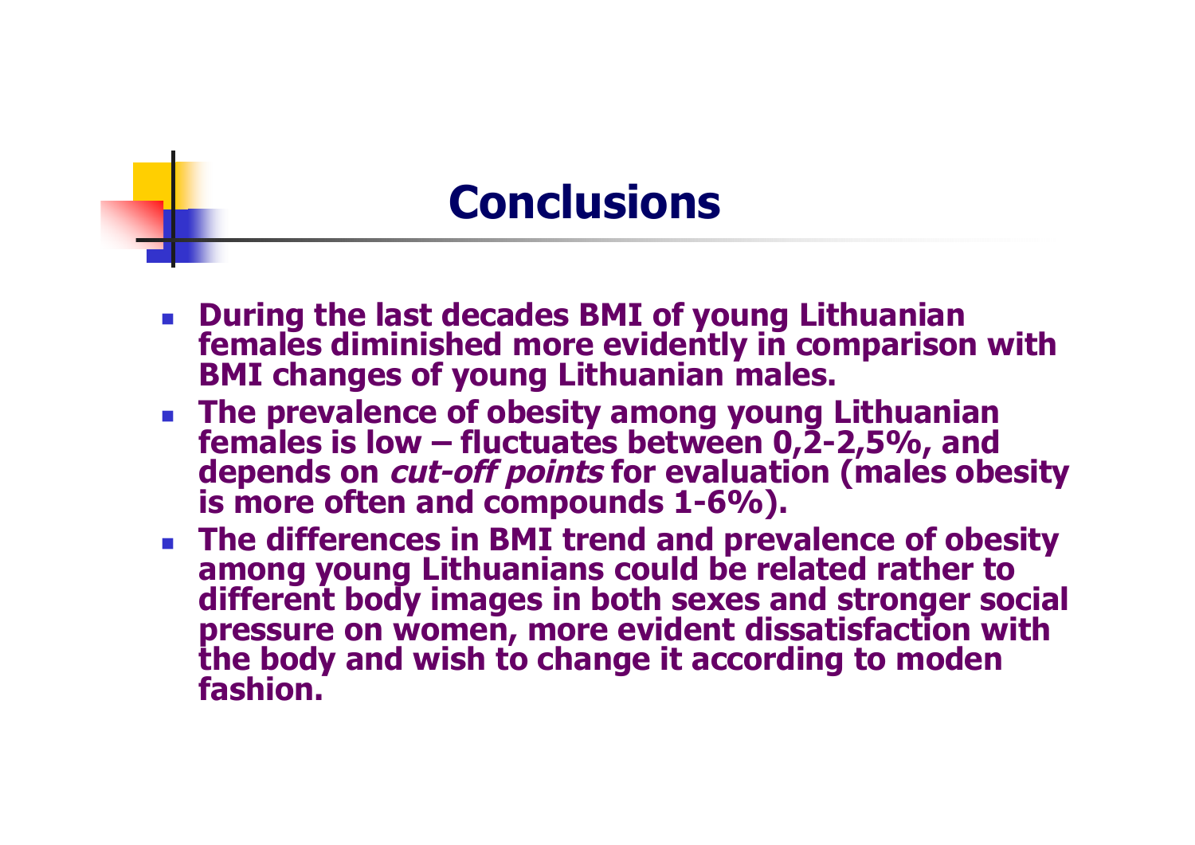# Conclusions

- **During the last decades BMI of young Lithuanian females diminished more evidently in comparison with BMI changes of young Lithuanian males.**
- **The prevalence of obesity among young Lithuanian females is low – fluctuates between 0,2-2,5%, and depends on *cut-off points* for evaluation (males obesity is more often and compounds 1-6%).**
- **The differences in BMI trend and prevalence of obesity among young Lithuanians could be related rather to different body images in both sexes and stronger social pressure on women, more evident dissatisfaction with the body and wish to change it according to moden fashion.**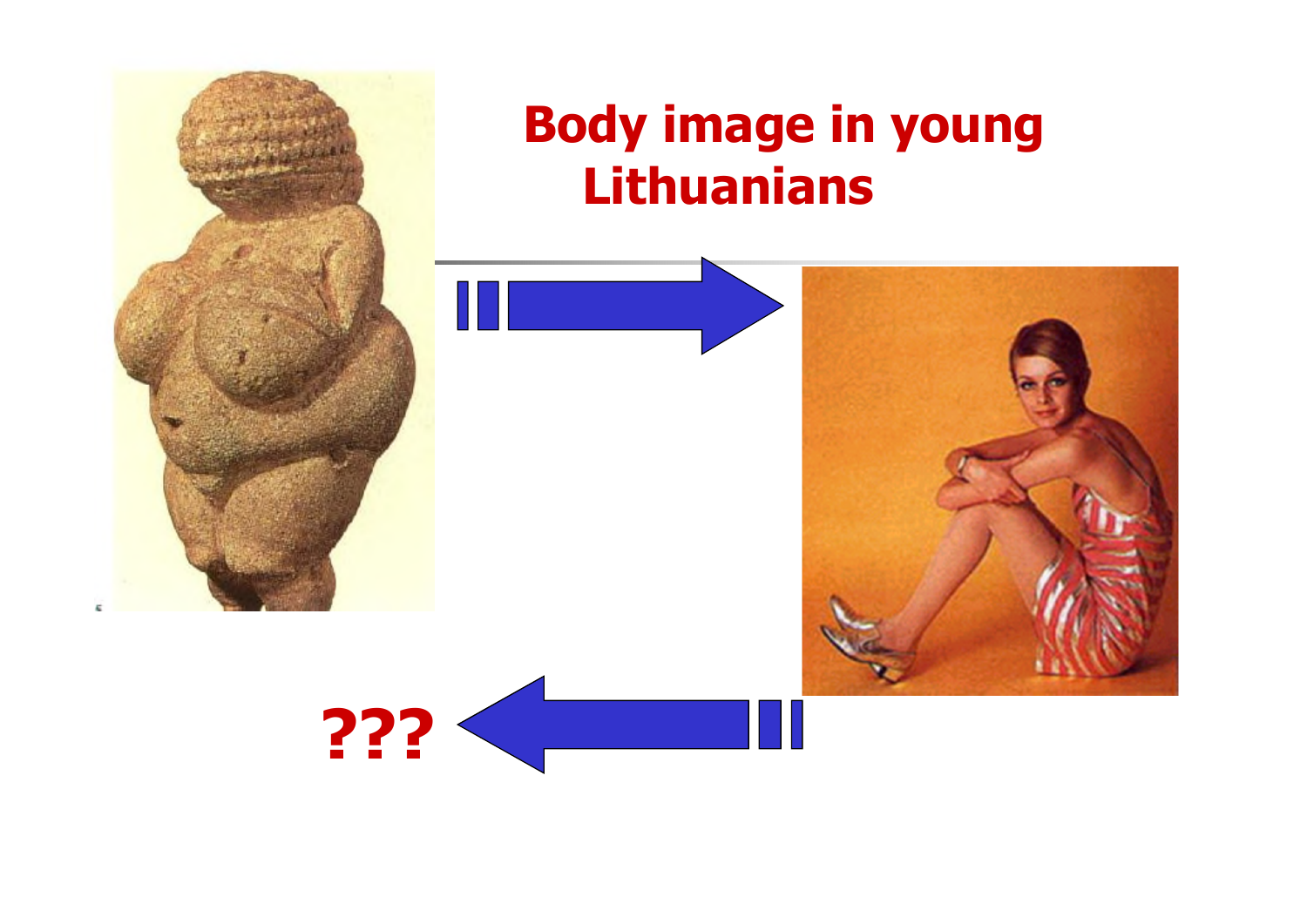# Body image in young Lithuanians

???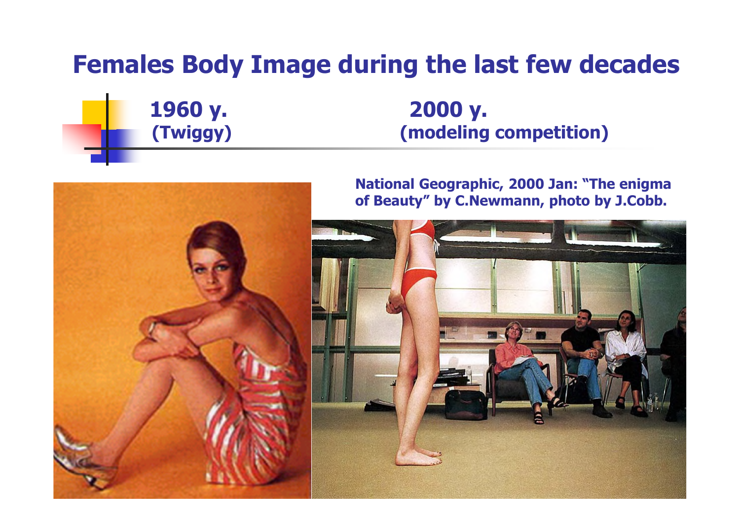# Females Body Image during the last few decades

**1960 y.**
**(Twiggy)**

**2000 y.**
**(modeling competition)**

**National Geographic, 2000 Jan: "The enigma of Beauty" by C.Newmann, photo by J.Cobb.**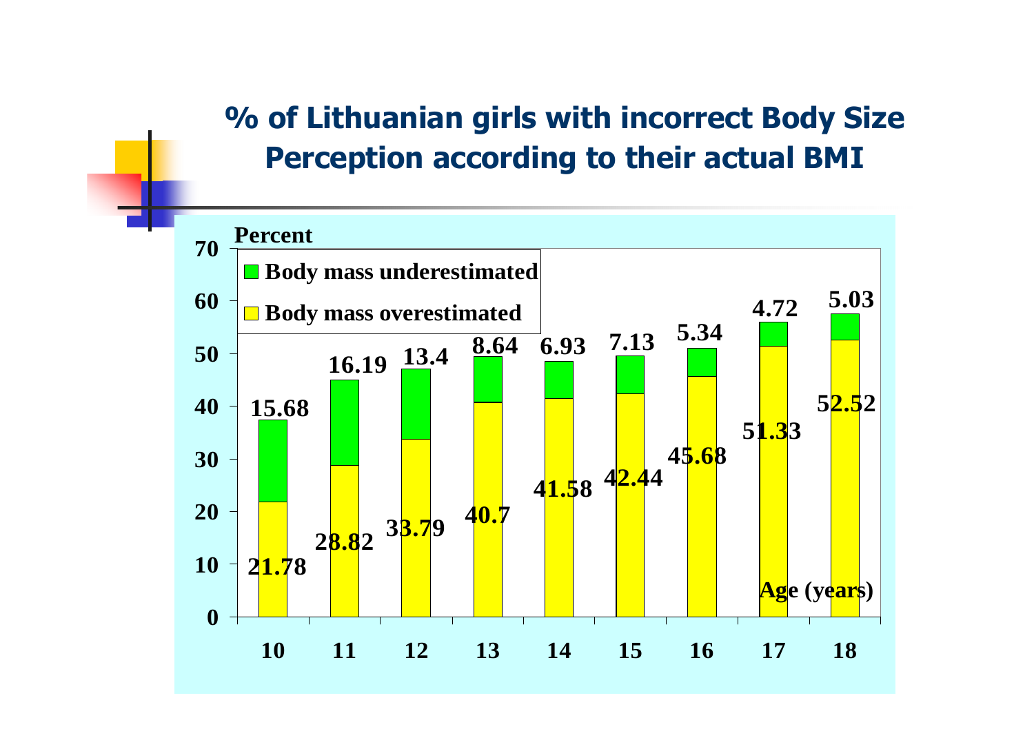## % of Lithuanian girls with incorrect Body Size Perception according to their actual BMI

| Age (years) | Body mass overestimated (%) | Body mass underestimated (%) |
|---|---|---|
| 10 | 21.78 | 15.68 |
| 11 | 28.82 | 16.19 |
| 12 | 33.79 | 13.4 |
| 13 | 40.7 | 8.64 |
| 14 | 41.58 | 6.93 |
| 15 | 42.44 | 7.13 |
| 16 | 45.68 | 5.34 |
| 17 | 51.33 | 4.72 |
| 18 | 52.52 | 5.03 |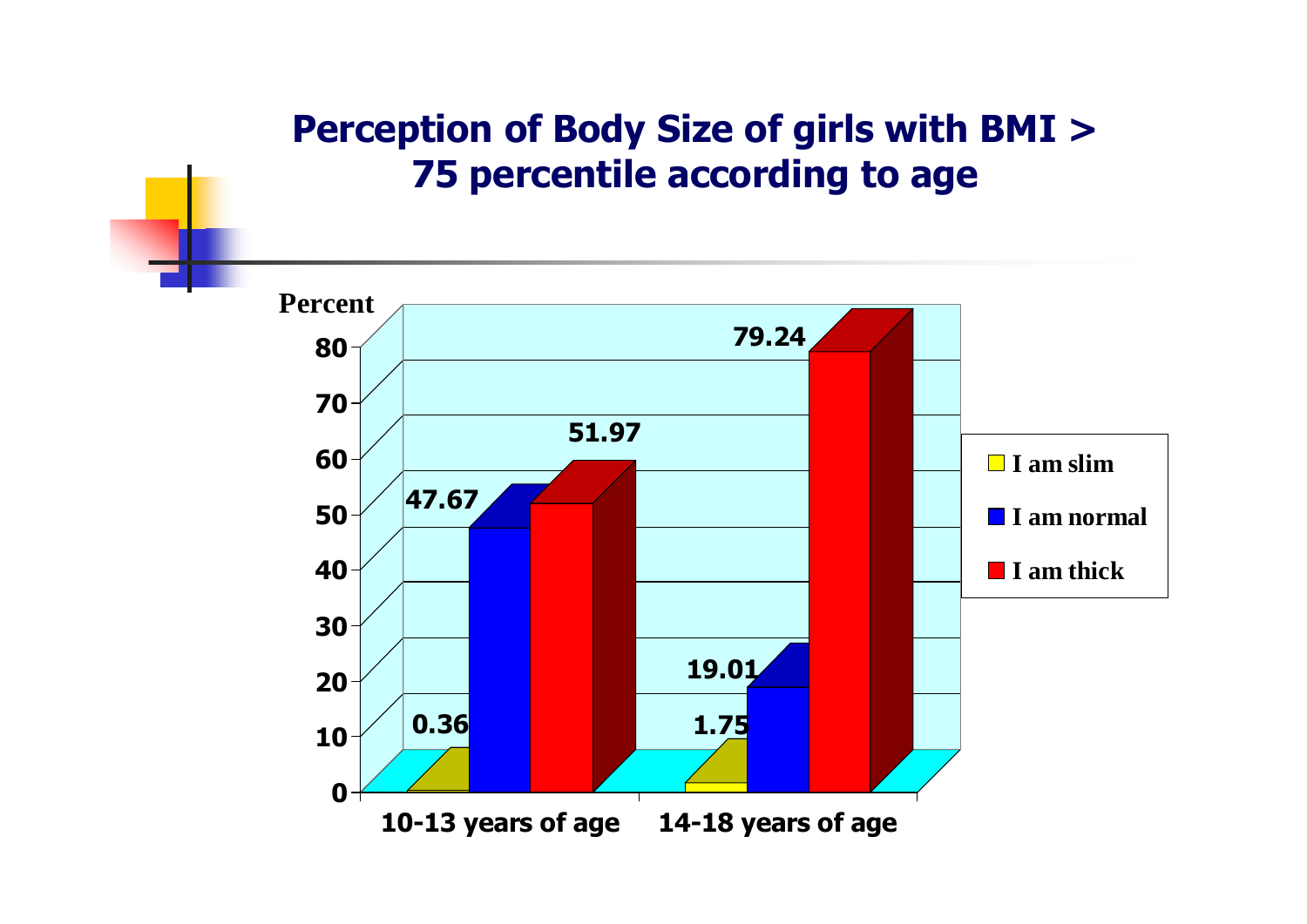# Perception of Body Size of girls with BMI > 75 percentile according to age

| Percent | 10-13 years of age | 14-18 years of age |
|---|---|---|
| I am slim | 0.36 | 1.75 |
| I am normal | 47.67 | 19.01 |
| I am thick | 51.97 | 79.24 |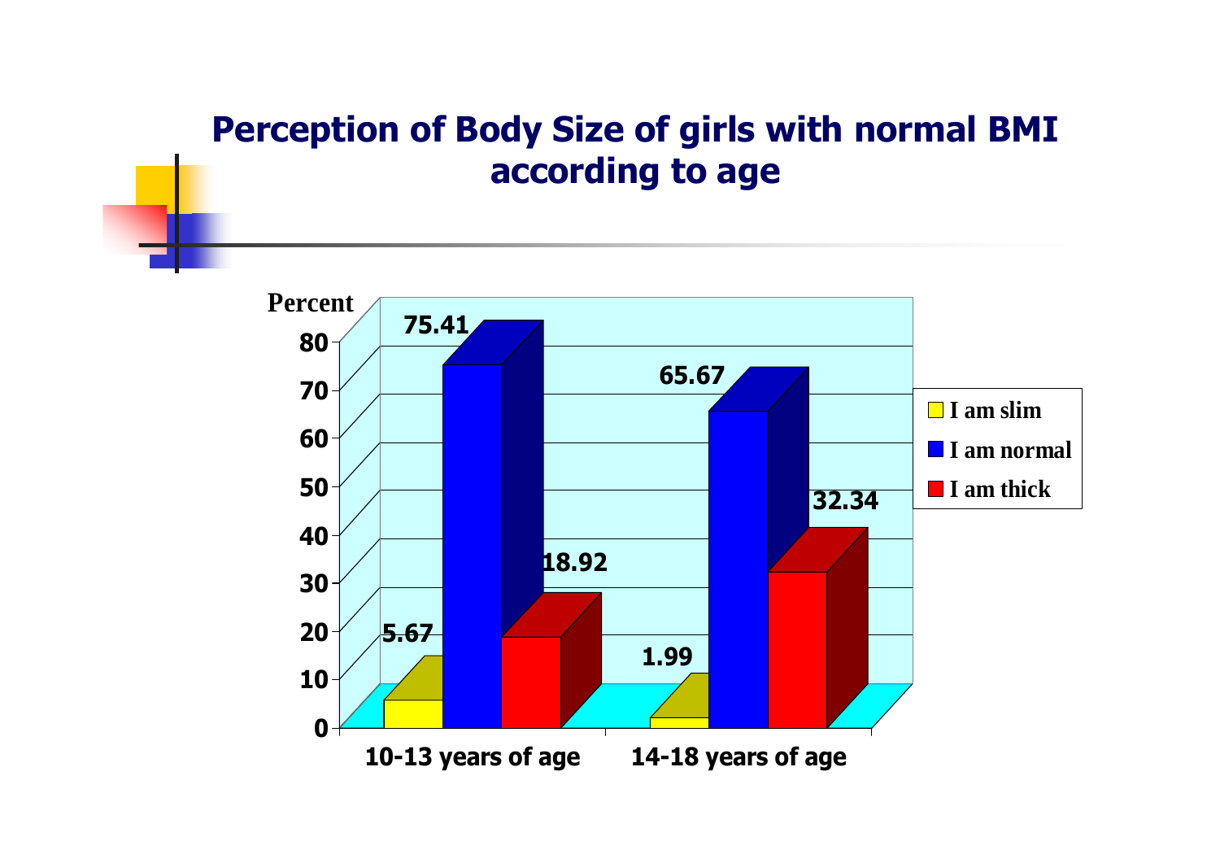# Perception of Body Size of girls with normal BMI according to age

| Percent | 10-13 years of age | 14-18 years of age |
|---|---|---|
| I am slim | 5.67 | 1.99 |
| I am normal | 75.41 | 65.67 |
| I am thick | 18.92 | 32.34 |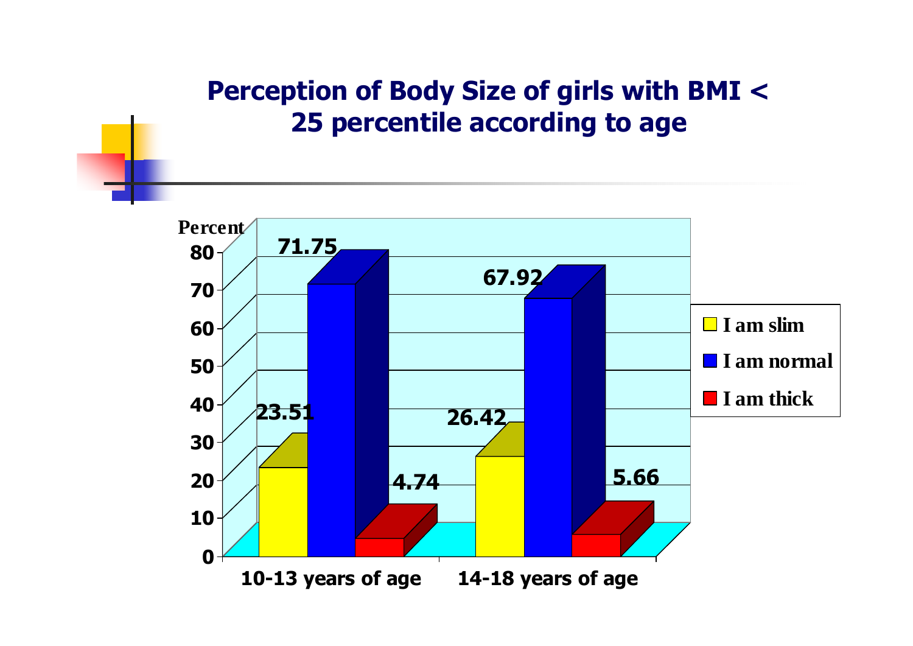# Perception of Body Size of girls with BMI < 25 percentile according to age

| Percent | 10-13 years of age | 14-18 years of age |
|---|---|---|
| I am slim | 23.51 | 26.42 |
| I am normal | 71.75 | 67.92 |
| I am thick | 4.74 | 5.66 |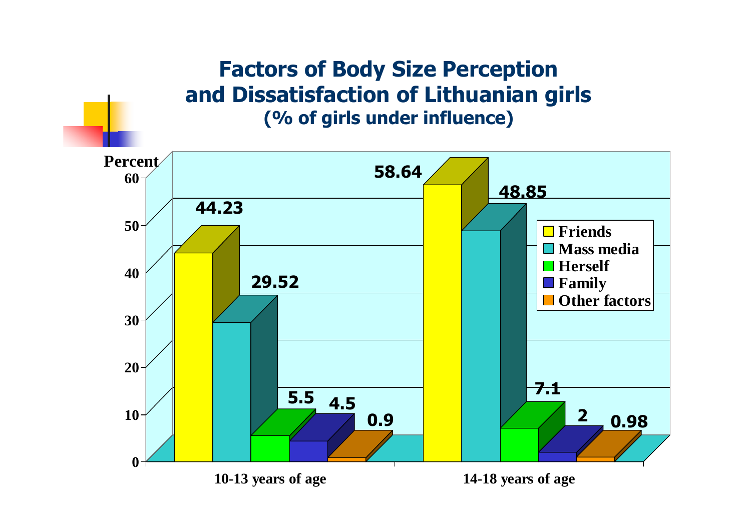# Factors of Body Size Perception and Dissatisfaction of Lithuanian girls

**(% of girls under influence)**

| Factor | 10-13 years of age | 14-18 years of age |
|---|---|---|
| Friends | 44.23 | 58.64 |
| Mass media | 29.52 | 48.85 |
| Herself | 5.5 | 7.1 |
| Family | 4.5 | 2 |
| Other factors | 0.9 | 0.98 |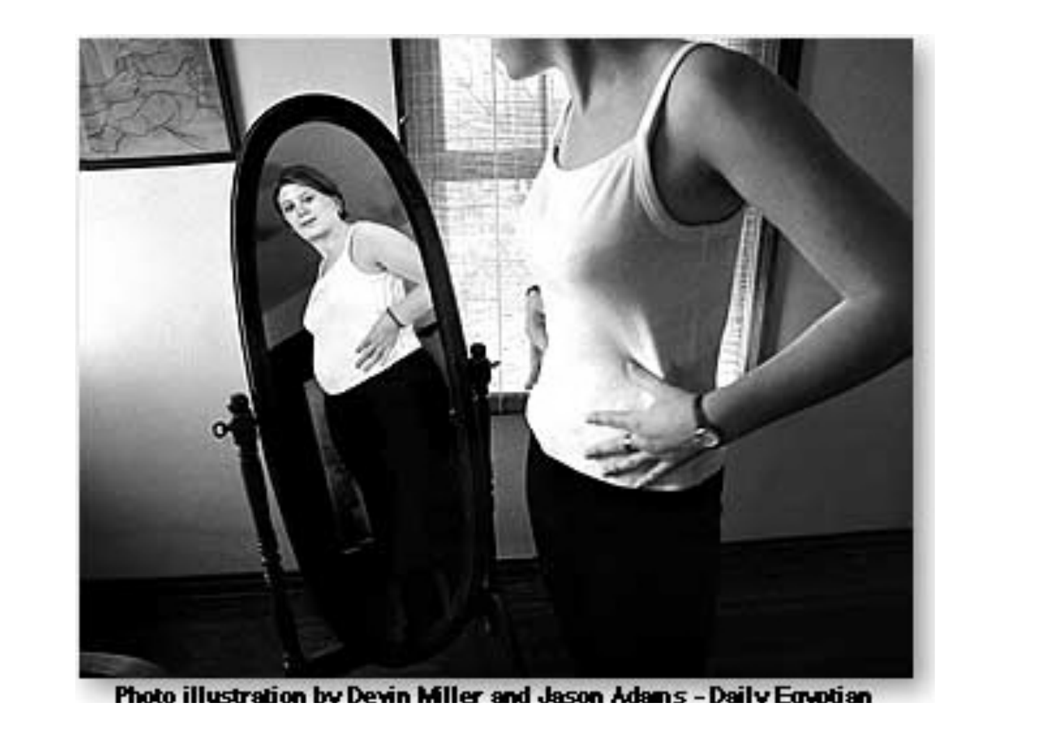Photo illustration by Devin Miller and Jason Adams – Daily Egyptian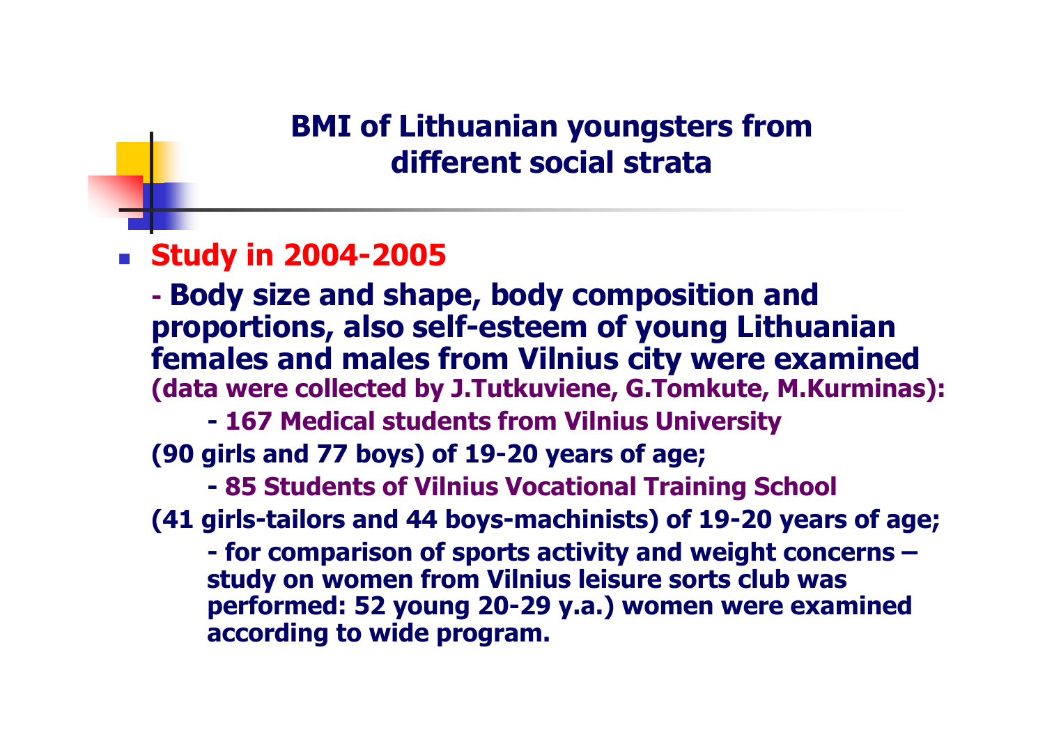## BMI of Lithuanian youngsters from different social strata

- **Study in 2004-2005**

  **- Body size and shape, body composition and proportions, also self-esteem of young Lithuanian females and males from Vilnius city were examined (data were collected by J.Tutkuviene, G.Tomkute, M.Kurminas):**

  **- 167 Medical students from Vilnius University**

  **(90 girls and 77 boys) of 19-20 years of age;**

  **- 85 Students of Vilnius Vocational Training School**

  **(41 girls-tailors and 44 boys-machinists) of 19-20 years of age;**

  **- for comparison of sports activity and weight concerns – study on women from Vilnius leisure sorts club was performed: 52 young 20-29 y.a.) women were examined according to wide program.**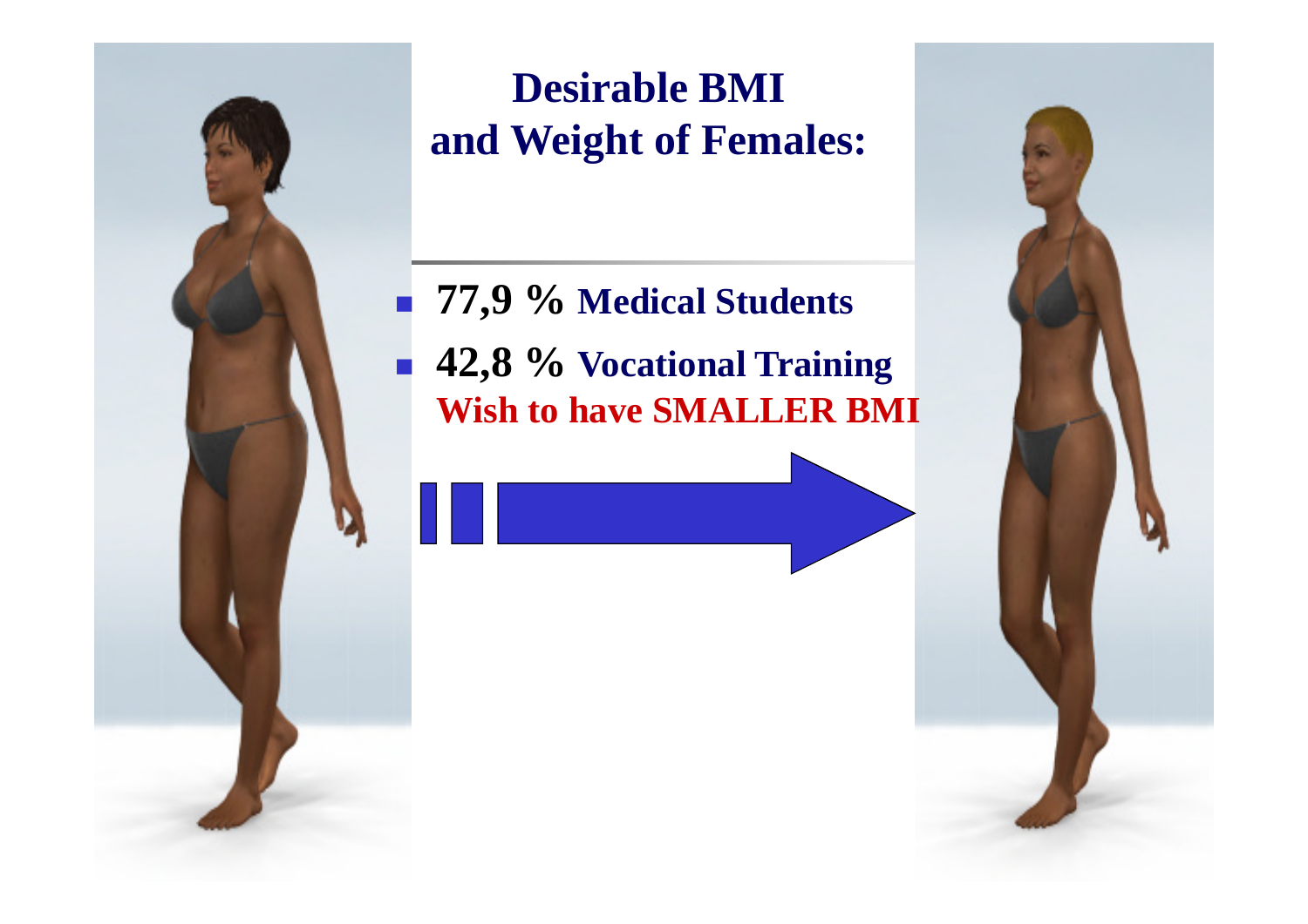# Desirable BMI and Weight of Females:

- **77,9 % Medical Students**
- **42,8 % Vocational Training**

**Wish to have SMALLER BMI**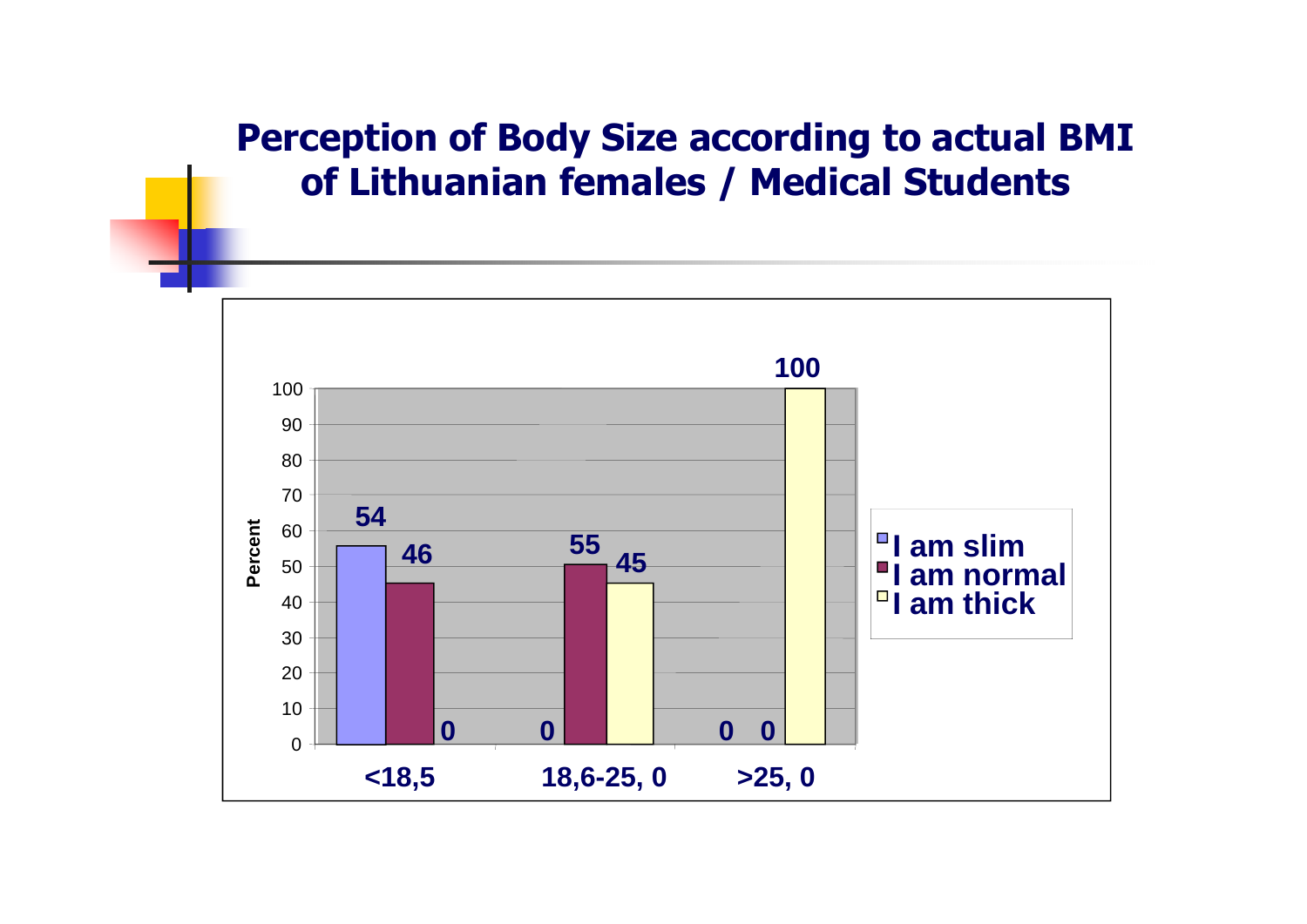# Perception of Body Size according to actual BMI of Lithuanian females / Medical Students

| BMI | I am slim | I am normal | I am thick |
| --- | --- | --- | --- |
| <18,5 | 54 | 46 | 0 |
| 18,6-25, 0 | 0 | 55 | 45 |
| >25, 0 | 0 | 0 | 100 |

Percent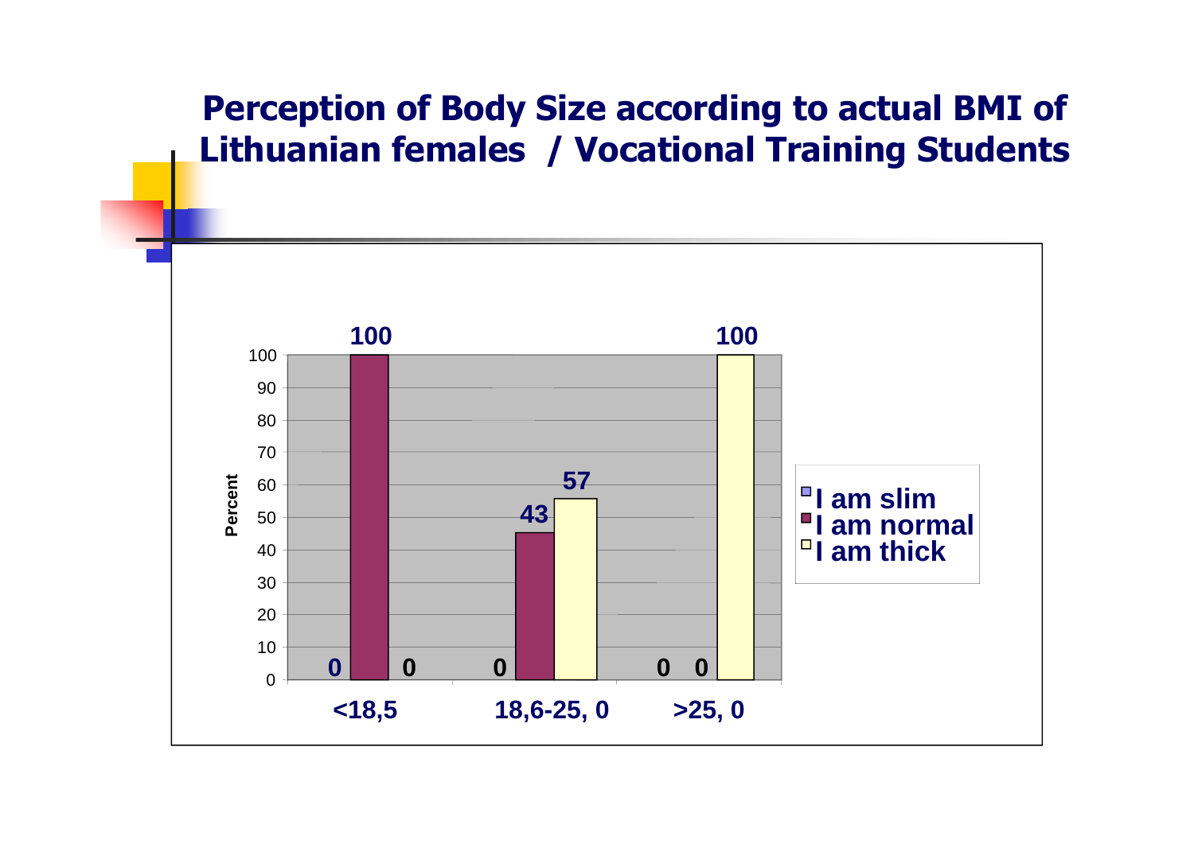# Perception of Body Size according to actual BMI of Lithuanian females / Vocational Training Students

| BMI | I am slim | I am normal | I am thick |
|---|---|---|---|
| <18,5 | 0 | 100 | 0 |
| 18,6-25, 0 | 0 | 43 | 57 |
| >25, 0 | 0 | 0 | 100 |

Percent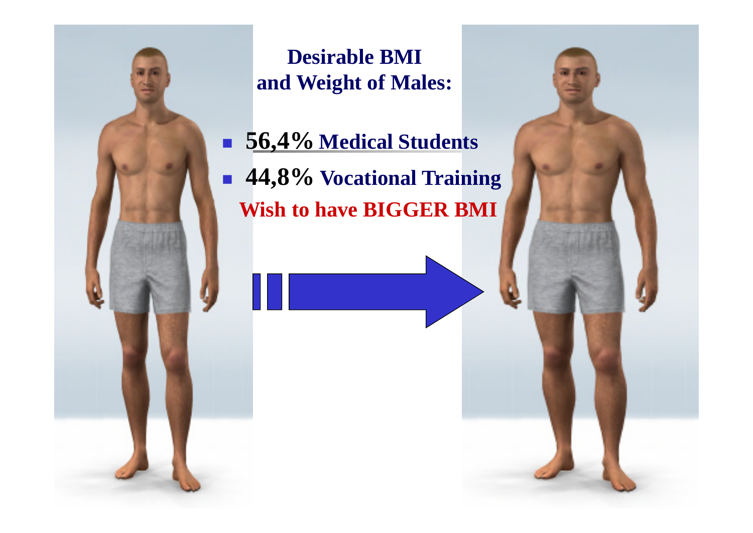## Desirable BMI and Weight of Males:

- **56,4%** **Medical Students**
- **44,8%** **Vocational Training**

**Wish to have BIGGER BMI**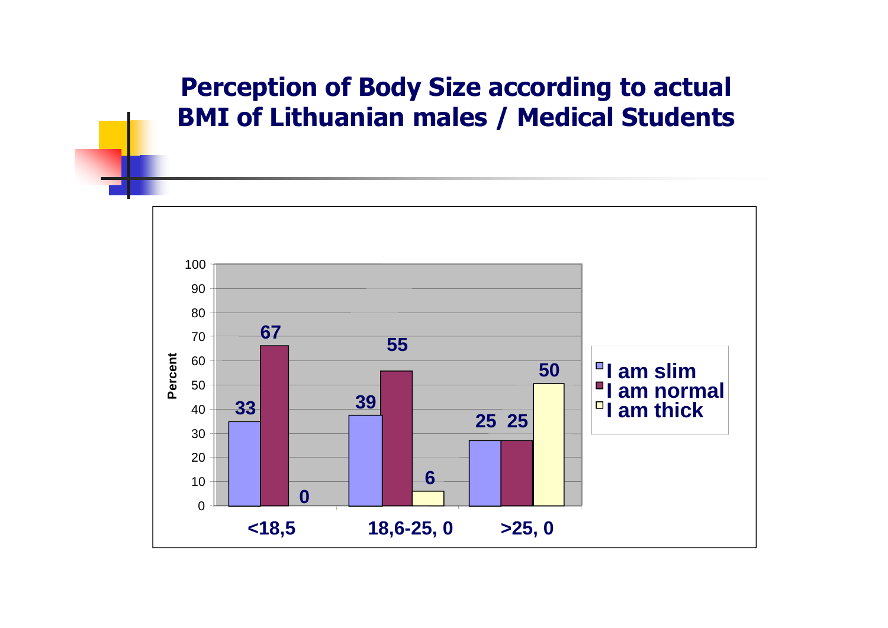# Perception of Body Size according to actual BMI of Lithuanian males / Medical Students

| BMI | I am slim | I am normal | I am thick |
|---|---|---|---|
| <18,5 | 33 | 67 | 0 |
| 18,6-25, 0 | 39 | 55 | 6 |
| >25, 0 | 25 | 25 | 50 |

Percent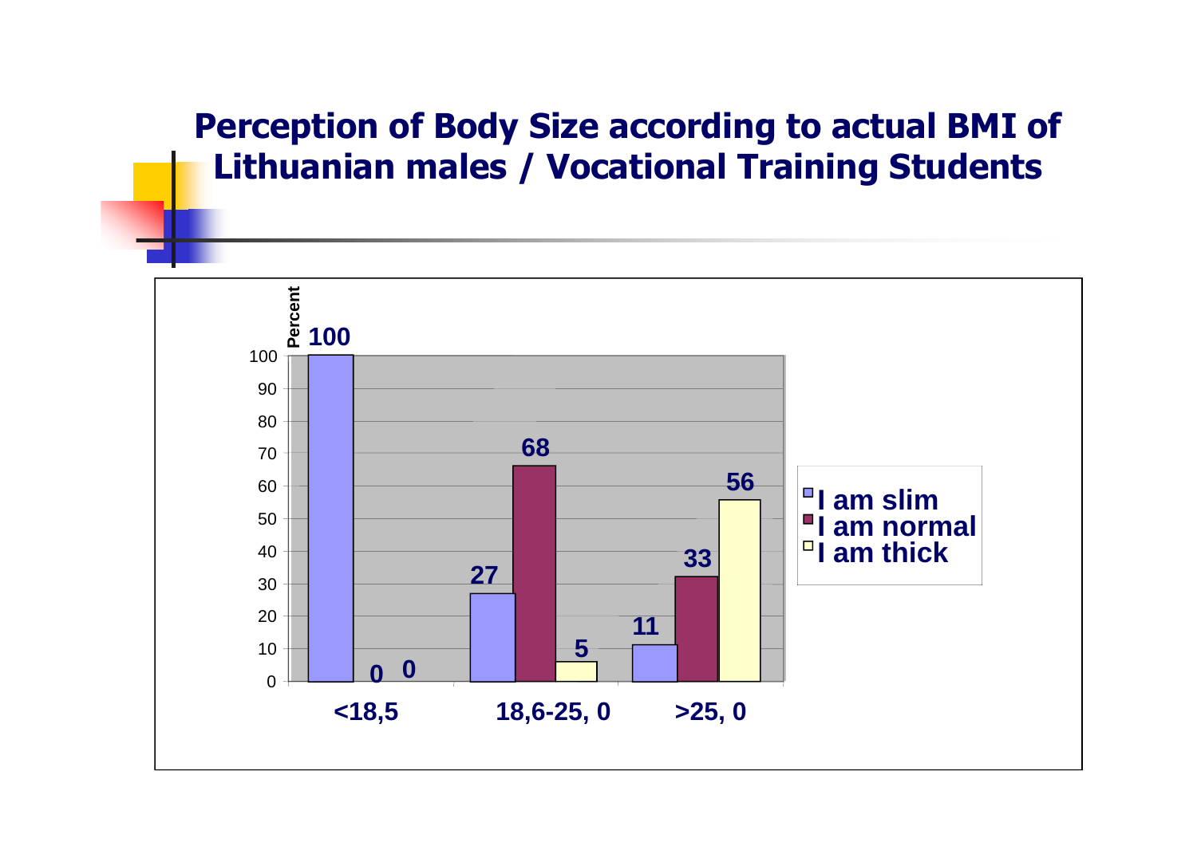# Perception of Body Size according to actual BMI of Lithuanian males / Vocational Training Students

| BMI | I am slim | I am normal | I am thick |
| --- | --- | --- | --- |
| <18,5 | 100 | 0 | 0 |
| 18,6-25, 0 | 27 | 68 | 5 |
| >25, 0 | 11 | 33 | 56 |

Percent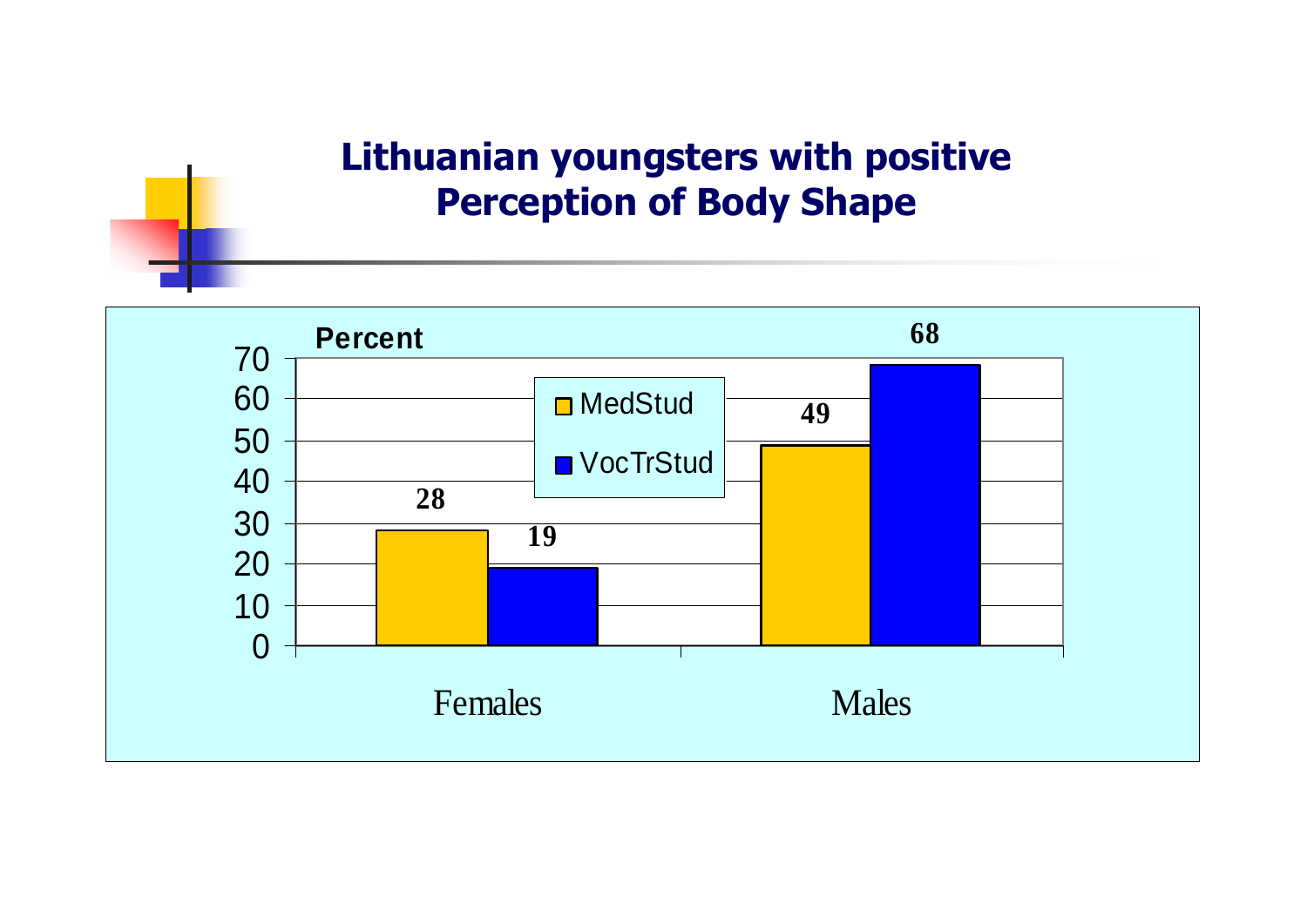## Lithuanian youngsters with positive Perception of Body Shape

| Percent | MedStud | VocTrStud |
|---|---|---|
| Females | 28 | 19 |
| Males | 49 | 68 |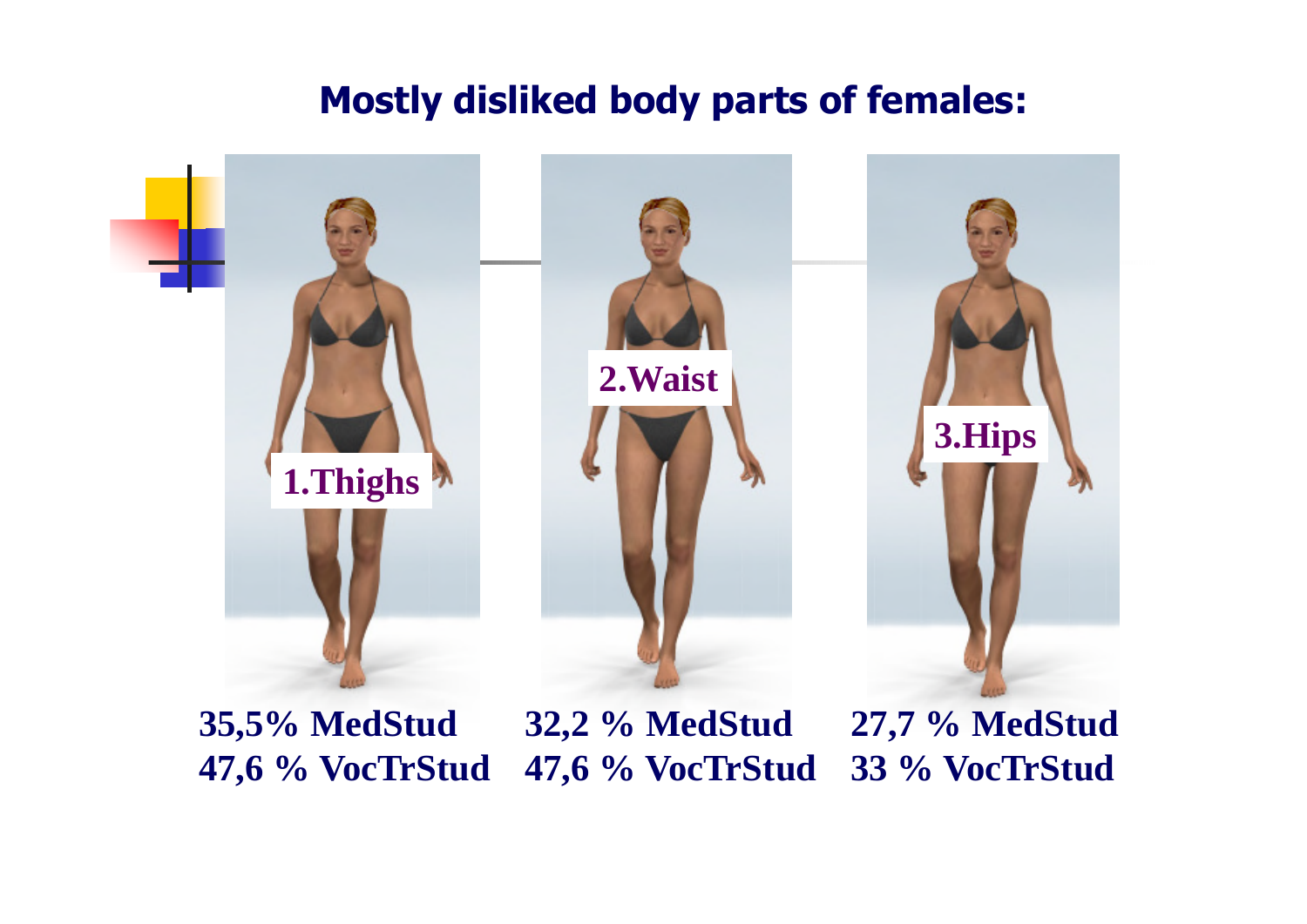# Mostly disliked body parts of females:

| 1. Thighs | 2. Waist | 3. Hips |
|---|---|---|
| 35,5% MedStud | 32,2 % MedStud | 27,7 % MedStud |
| 47,6 % VocTrStud | 47,6 % VocTrStud | 33 % VocTrStud |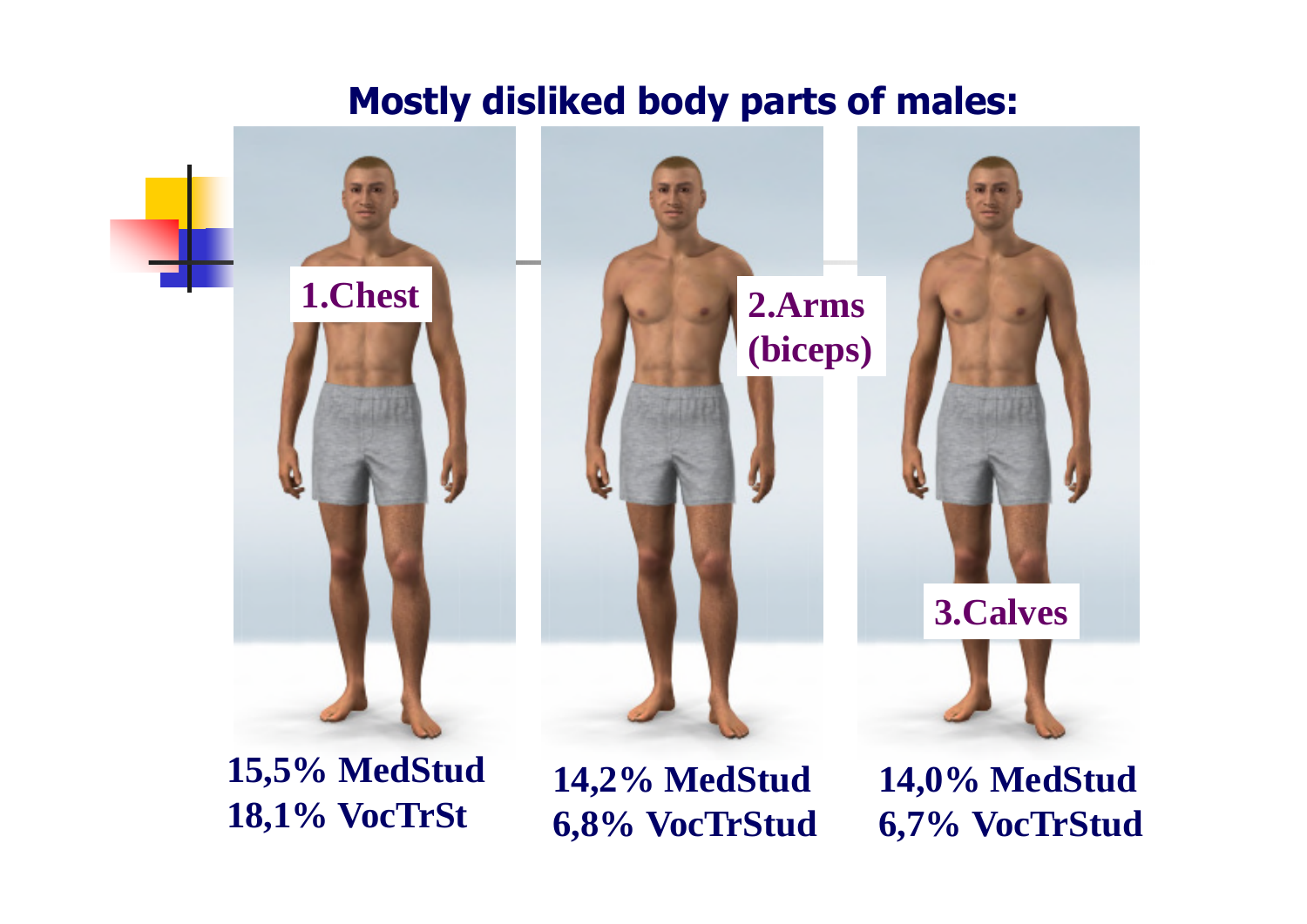# Mostly disliked body parts of males:

1. Chest
2. Arms (biceps)
3. Calves

15,5% MedStud
18,1% VocTrSt

14,2% MedStud
6,8% VocTrStud

14,0% MedStud
6,7% VocTrStud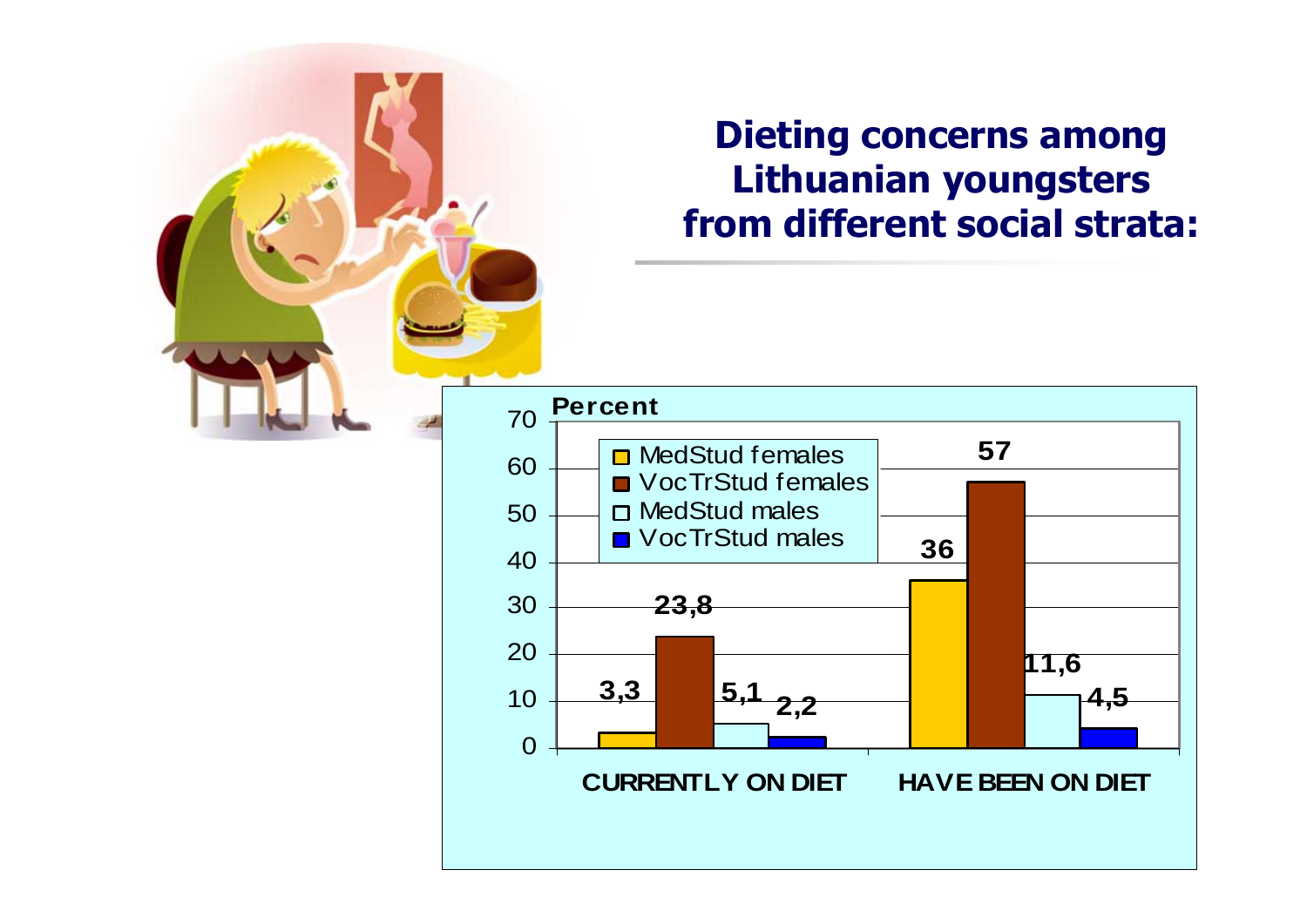# Dieting concerns among Lithuanian youngsters from different social strata:

| Percent | MedStud females | VocTrStud females | MedStud males | VocTrStud males |
|---|---|---|---|---|
| CURRENTLY ON DIET | 3,3 | 23,8 | 5,1 | 2,2 |
| HAVE BEEN ON DIET | 36 | 57 | 11,6 | 4,5 |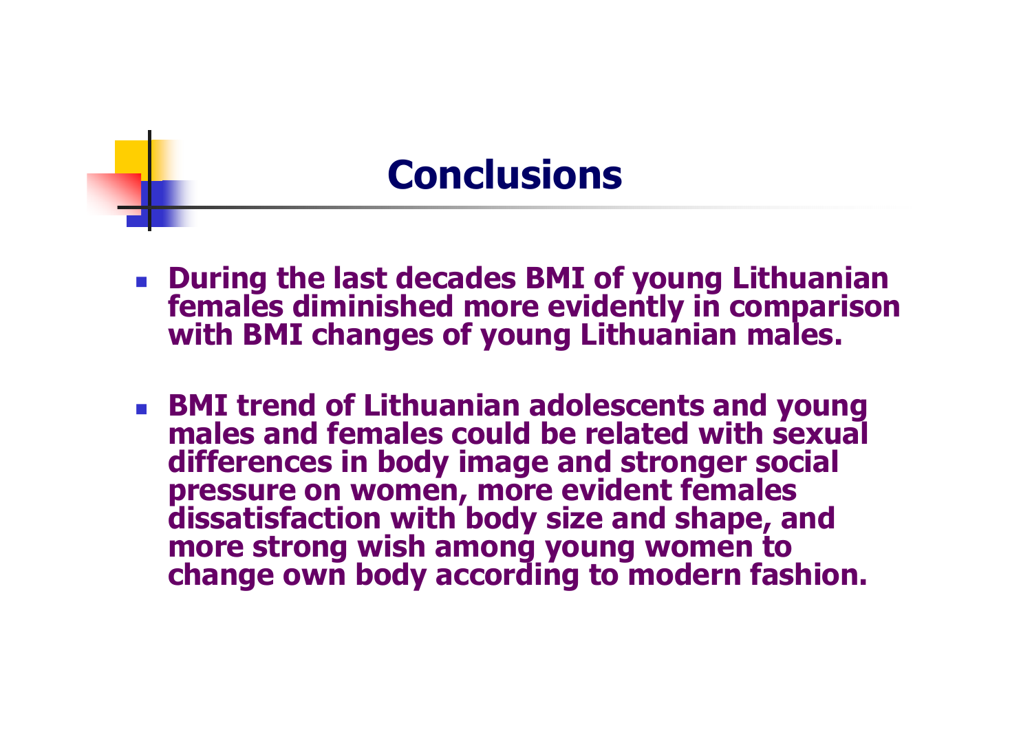# Conclusions

- **During the last decades BMI of young Lithuanian females diminished more evidently in comparison with BMI changes of young Lithuanian males.**

- **BMI trend of Lithuanian adolescents and young males and females could be related with sexual differences in body image and stronger social pressure on women, more evident females dissatisfaction with body size and shape, and more strong wish among young women to change own body according to modern fashion.**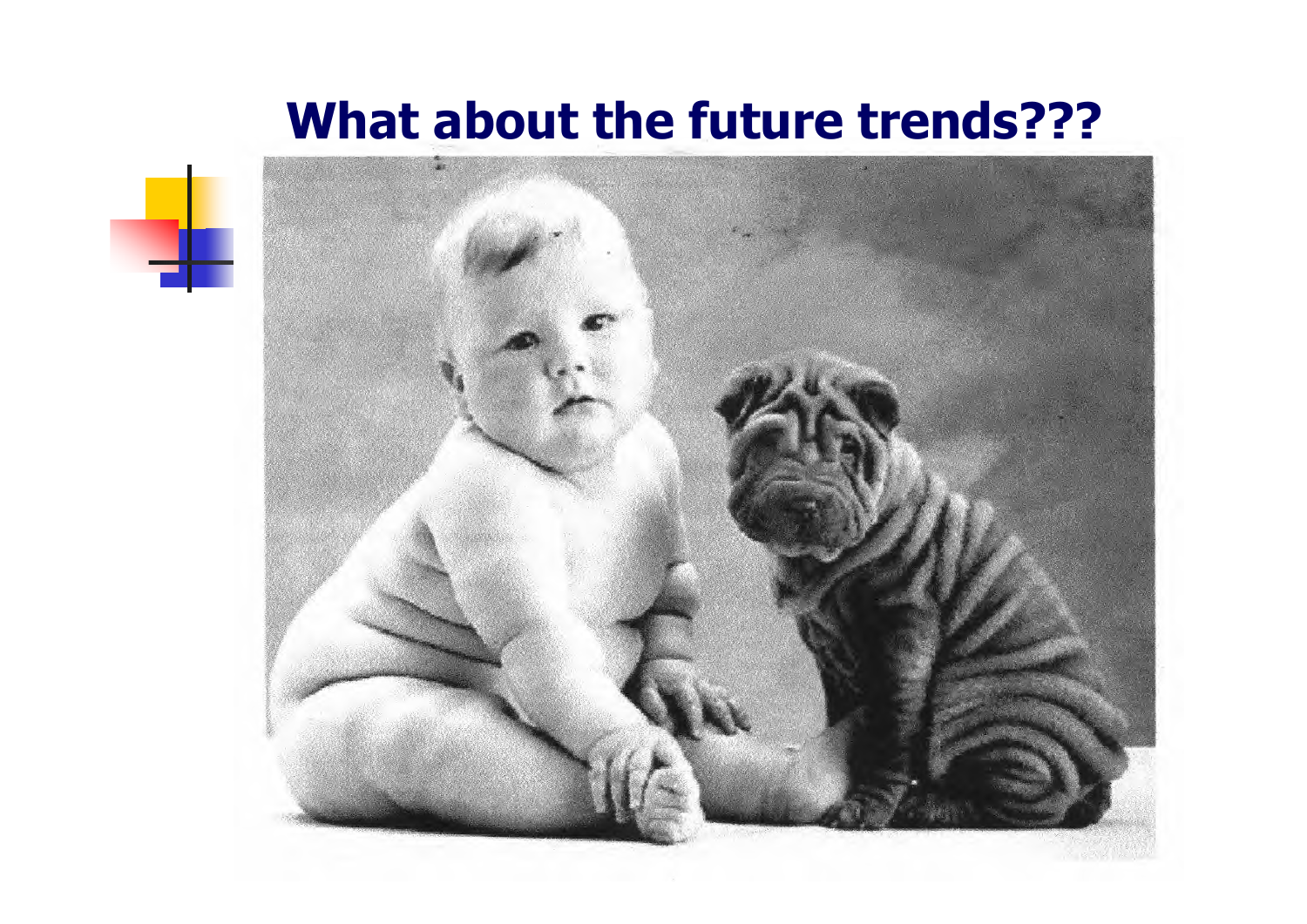# What about the future trends???